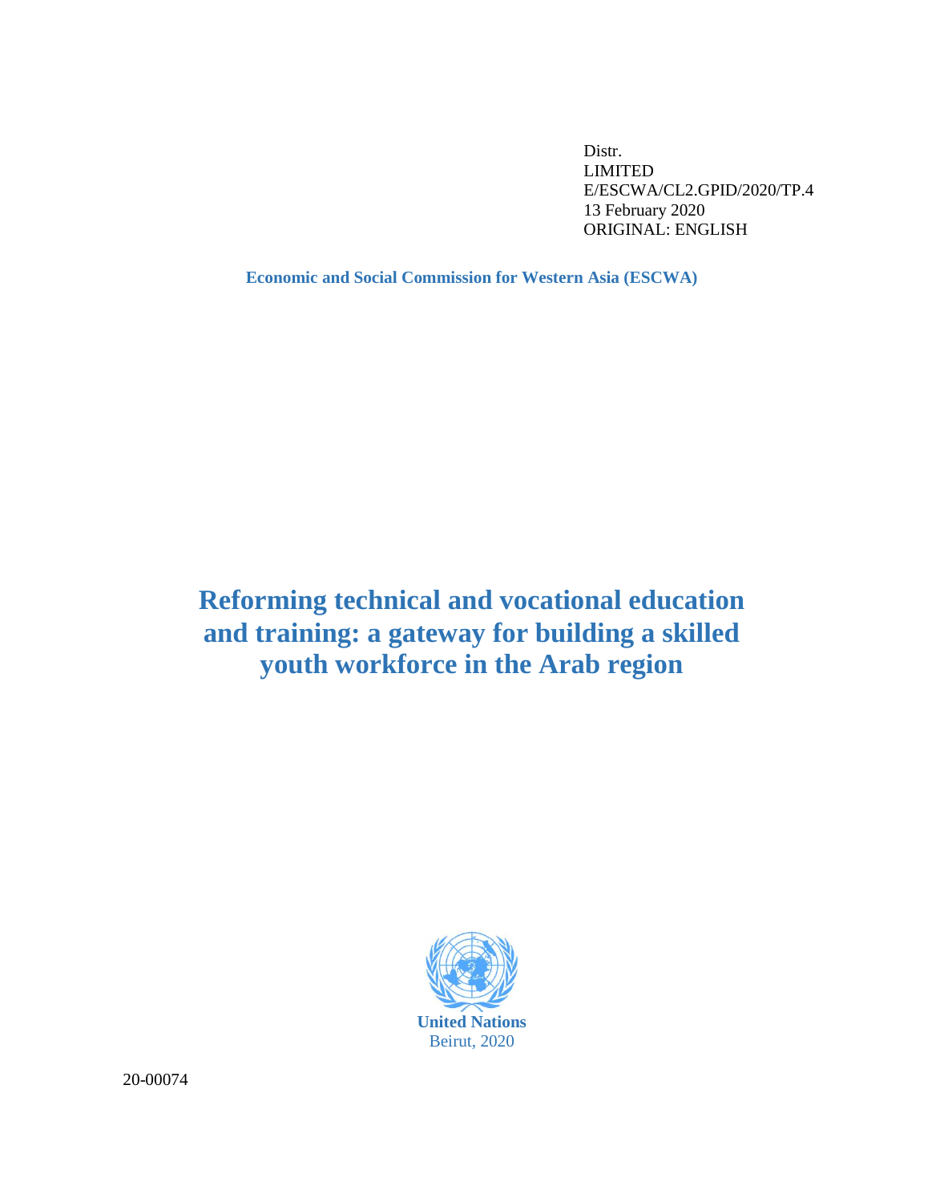Distr.
LIMITED
E/ESCWA/CL2.GPID/2020/TP.4
13 February 2020
ORIGINAL: ENGLISH

**Economic and Social Commission for Western Asia (ESCWA)**

# Reforming technical and vocational education and training: a gateway for building a skilled youth workforce in the Arab region

**United Nations**
Beirut, 2020

20-00074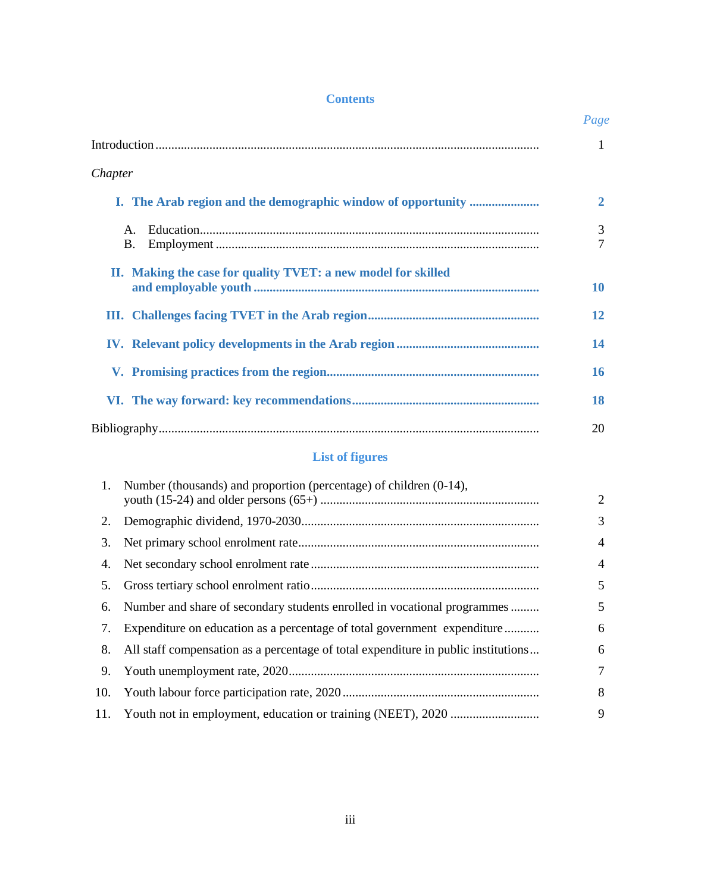## Contents

| | *Page* |
|---|---|
| Introduction | 1 |
| *Chapter* | |
| **I. The Arab region and the demographic window of opportunity** | **2** |
| A. Education | 3 |
| B. Employment | 7 |
| **II. Making the case for quality TVET: a new model for skilled and employable youth** | **10** |
| **III. Challenges facing TVET in the Arab region** | **12** |
| **IV. Relevant policy developments in the Arab region** | **14** |
| **V. Promising practices from the region** | **16** |
| **VI. The way forward: key recommendations** | **18** |
| Bibliography | 20 |

## List of figures

| | | |
|---|---|---|
| 1. | Number (thousands) and proportion (percentage) of children (0-14), youth (15-24) and older persons (65+) | 2 |
| 2. | Demographic dividend, 1970-2030 | 3 |
| 3. | Net primary school enrolment rate | 4 |
| 4. | Net secondary school enrolment rate | 4 |
| 5. | Gross tertiary school enrolment ratio | 5 |
| 6. | Number and share of secondary students enrolled in vocational programmes | 5 |
| 7. | Expenditure on education as a percentage of total government expenditure | 6 |
| 8. | All staff compensation as a percentage of total expenditure in public institutions | 6 |
| 9. | Youth unemployment rate, 2020 | 7 |
| 10. | Youth labour force participation rate, 2020 | 8 |
| 11. | Youth not in employment, education or training (NEET), 2020 | 9 |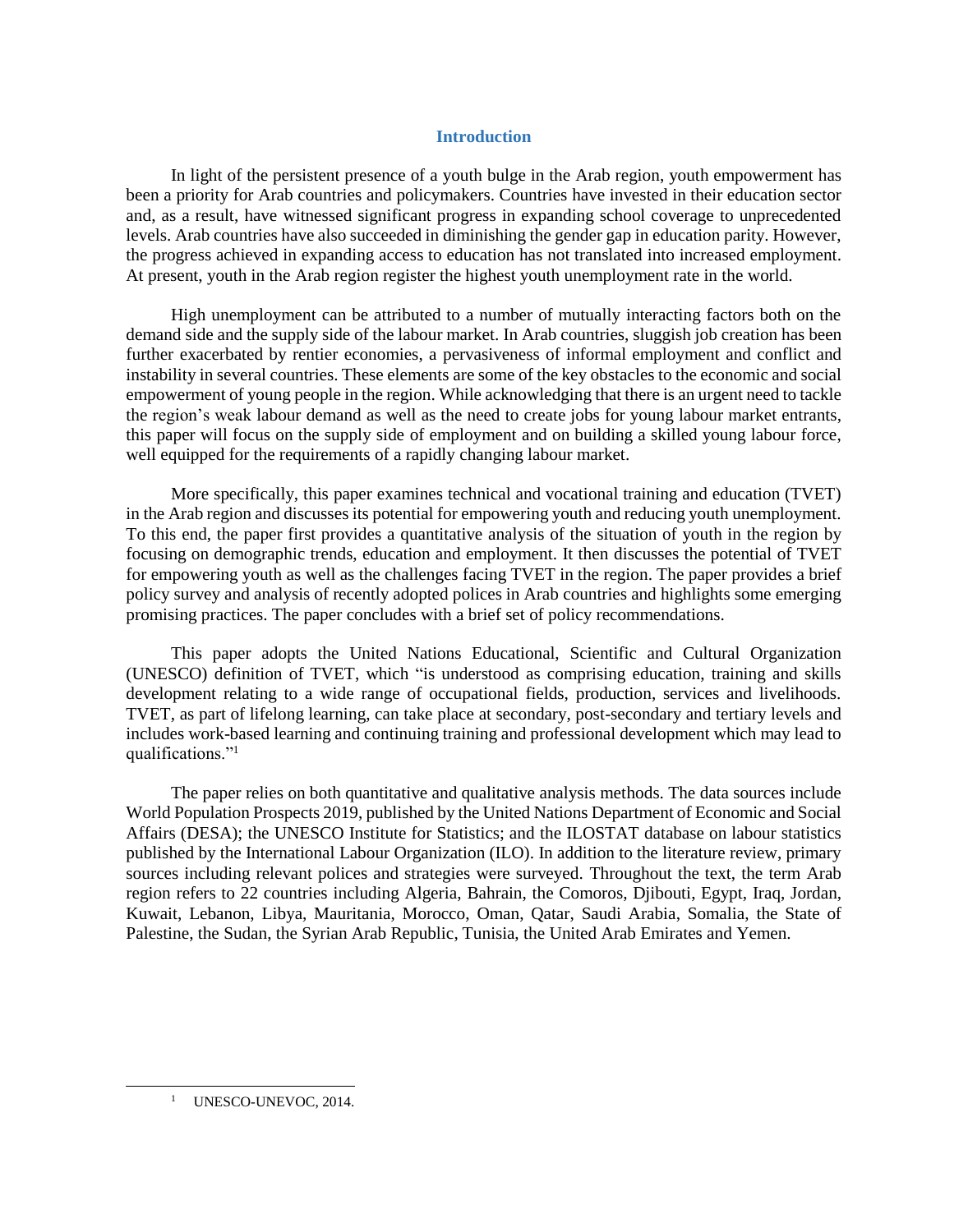## Introduction

In light of the persistent presence of a youth bulge in the Arab region, youth empowerment has been a priority for Arab countries and policymakers. Countries have invested in their education sector and, as a result, have witnessed significant progress in expanding school coverage to unprecedented levels. Arab countries have also succeeded in diminishing the gender gap in education parity. However, the progress achieved in expanding access to education has not translated into increased employment. At present, youth in the Arab region register the highest youth unemployment rate in the world.

High unemployment can be attributed to a number of mutually interacting factors both on the demand side and the supply side of the labour market. In Arab countries, sluggish job creation has been further exacerbated by rentier economies, a pervasiveness of informal employment and conflict and instability in several countries. These elements are some of the key obstacles to the economic and social empowerment of young people in the region. While acknowledging that there is an urgent need to tackle the region's weak labour demand as well as the need to create jobs for young labour market entrants, this paper will focus on the supply side of employment and on building a skilled young labour force, well equipped for the requirements of a rapidly changing labour market.

More specifically, this paper examines technical and vocational training and education (TVET) in the Arab region and discusses its potential for empowering youth and reducing youth unemployment. To this end, the paper first provides a quantitative analysis of the situation of youth in the region by focusing on demographic trends, education and employment. It then discusses the potential of TVET for empowering youth as well as the challenges facing TVET in the region. The paper provides a brief policy survey and analysis of recently adopted polices in Arab countries and highlights some emerging promising practices. The paper concludes with a brief set of policy recommendations.

This paper adopts the United Nations Educational, Scientific and Cultural Organization (UNESCO) definition of TVET, which "is understood as comprising education, training and skills development relating to a wide range of occupational fields, production, services and livelihoods. TVET, as part of lifelong learning, can take place at secondary, post-secondary and tertiary levels and includes work-based learning and continuing training and professional development which may lead to qualifications."[1]

The paper relies on both quantitative and qualitative analysis methods. The data sources include World Population Prospects 2019, published by the United Nations Department of Economic and Social Affairs (DESA); the UNESCO Institute for Statistics; and the ILOSTAT database on labour statistics published by the International Labour Organization (ILO). In addition to the literature review, primary sources including relevant polices and strategies were surveyed. Throughout the text, the term Arab region refers to 22 countries including Algeria, Bahrain, the Comoros, Djibouti, Egypt, Iraq, Jordan, Kuwait, Lebanon, Libya, Mauritania, Morocco, Oman, Qatar, Saudi Arabia, Somalia, the State of Palestine, the Sudan, the Syrian Arab Republic, Tunisia, the United Arab Emirates and Yemen.

---

[1] UNESCO-UNEVOC, 2014.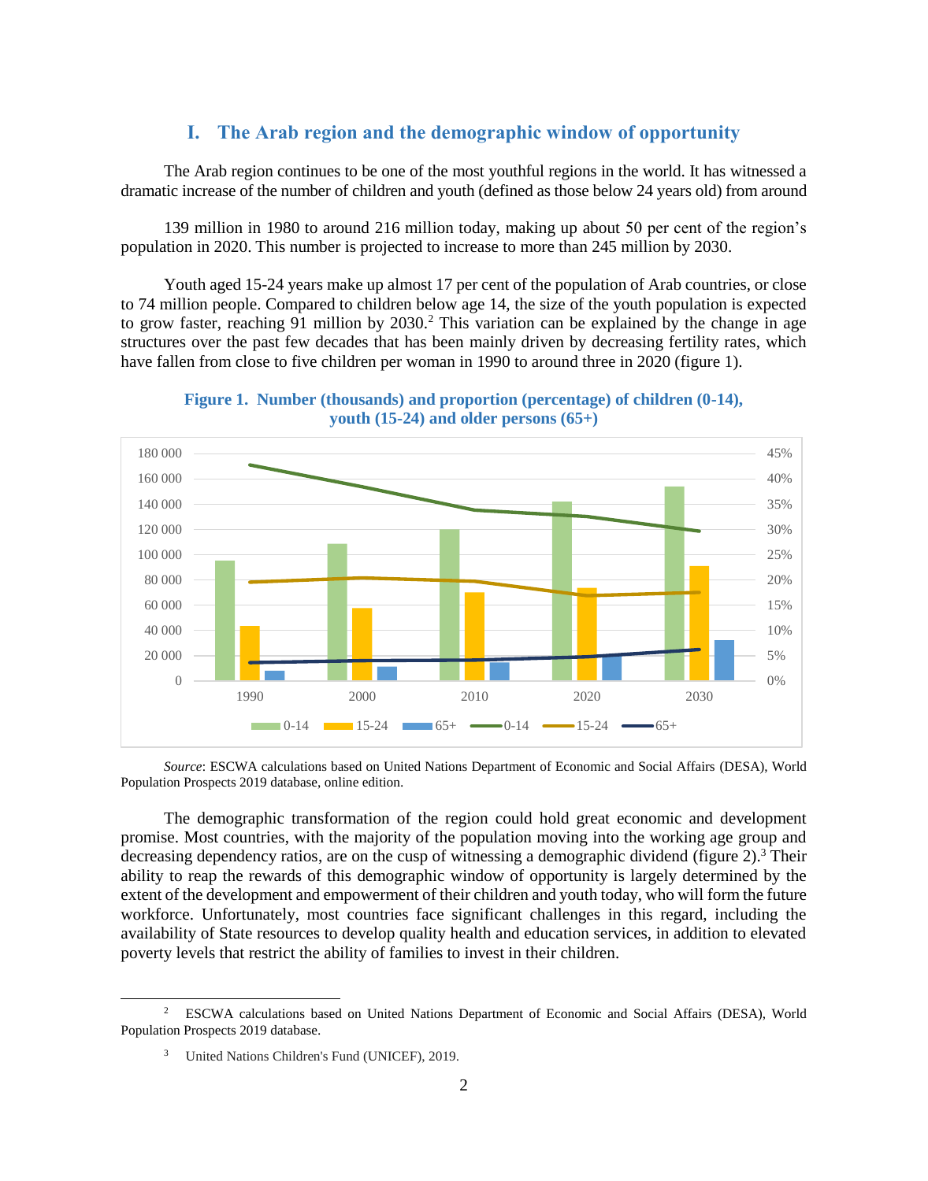## I. The Arab region and the demographic window of opportunity

The Arab region continues to be one of the most youthful regions in the world. It has witnessed a dramatic increase of the number of children and youth (defined as those below 24 years old) from around

139 million in 1980 to around 216 million today, making up about 50 per cent of the region's population in 2020. This number is projected to increase to more than 245 million by 2030.

Youth aged 15-24 years make up almost 17 per cent of the population of Arab countries, or close to 74 million people. Compared to children below age 14, the size of the youth population is expected to grow faster, reaching 91 million by 2030.[2] This variation can be explained by the change in age structures over the past few decades that has been mainly driven by decreasing fertility rates, which have fallen from close to five children per woman in 1990 to around three in 2020 (figure 1).

**Figure 1. Number (thousands) and proportion (percentage) of children (0-14), youth (15-24) and older persons (65+)**

*Source*: ESCWA calculations based on United Nations Department of Economic and Social Affairs (DESA), World Population Prospects 2019 database, online edition.

The demographic transformation of the region could hold great economic and development promise. Most countries, with the majority of the population moving into the working age group and decreasing dependency ratios, are on the cusp of witnessing a demographic dividend (figure 2).[3] Their ability to reap the rewards of this demographic window of opportunity is largely determined by the extent of the development and empowerment of their children and youth today, who will form the future workforce. Unfortunately, most countries face significant challenges in this regard, including the availability of State resources to develop quality health and education services, in addition to elevated poverty levels that restrict the ability of families to invest in their children.

---

[2] ESCWA calculations based on United Nations Department of Economic and Social Affairs (DESA), World Population Prospects 2019 database.

[3] United Nations Children's Fund (UNICEF), 2019.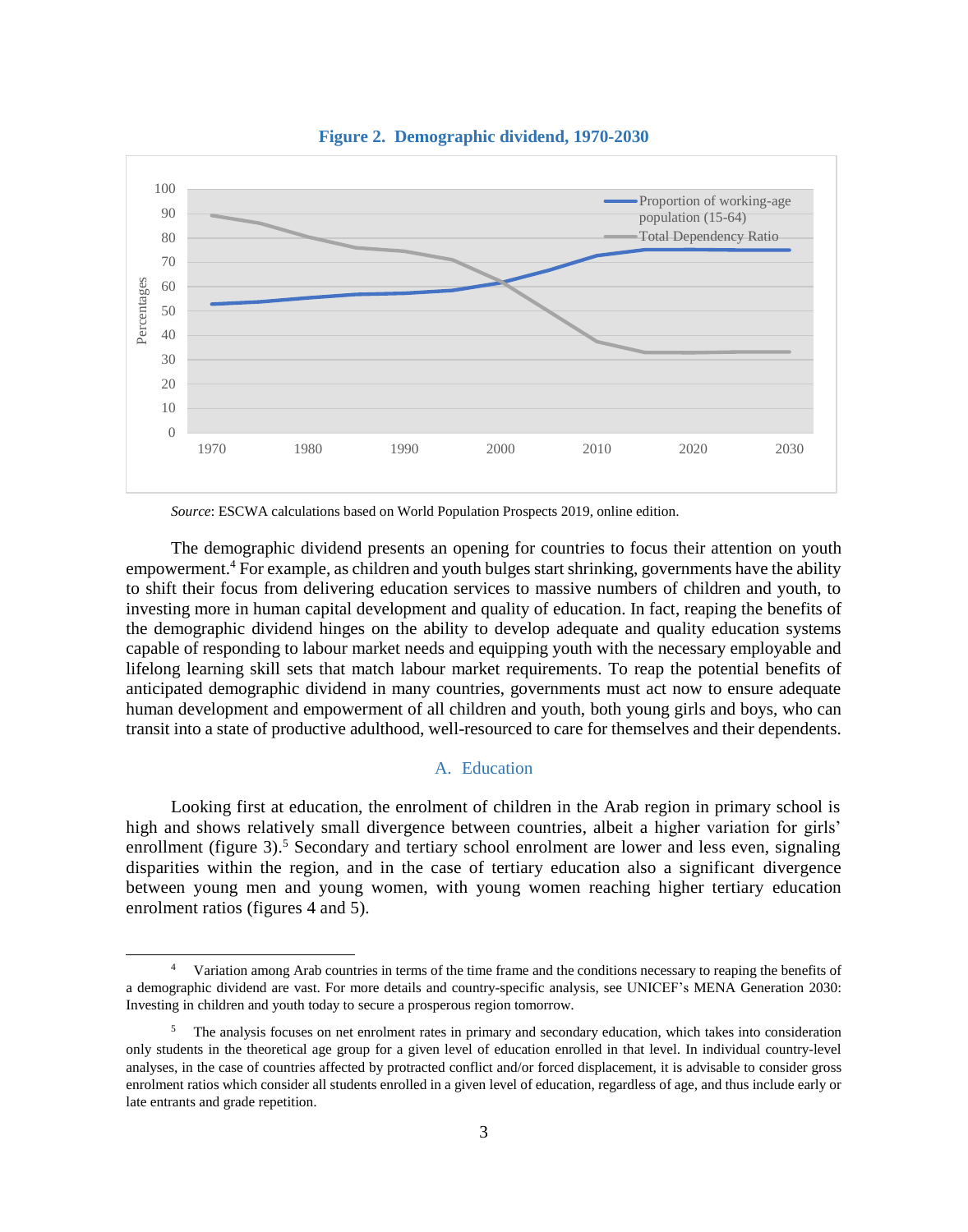**Figure 2. Demographic dividend, 1970-2030**

*Source*: ESCWA calculations based on World Population Prospects 2019, online edition.

The demographic dividend presents an opening for countries to focus their attention on youth empowerment.[4] For example, as children and youth bulges start shrinking, governments have the ability to shift their focus from delivering education services to massive numbers of children and youth, to investing more in human capital development and quality of education. In fact, reaping the benefits of the demographic dividend hinges on the ability to develop adequate and quality education systems capable of responding to labour market needs and equipping youth with the necessary employable and lifelong learning skill sets that match labour market requirements. To reap the potential benefits of anticipated demographic dividend in many countries, governments must act now to ensure adequate human development and empowerment of all children and youth, both young girls and boys, who can transit into a state of productive adulthood, well-resourced to care for themselves and their dependents.

## A. Education

Looking first at education, the enrolment of children in the Arab region in primary school is high and shows relatively small divergence between countries, albeit a higher variation for girls' enrollment (figure 3).[5] Secondary and tertiary school enrolment are lower and less even, signaling disparities within the region, and in the case of tertiary education also a significant divergence between young men and young women, with young women reaching higher tertiary education enrolment ratios (figures 4 and 5).

---

[4] Variation among Arab countries in terms of the time frame and the conditions necessary to reaping the benefits of a demographic dividend are vast. For more details and country-specific analysis, see UNICEF's MENA Generation 2030: Investing in children and youth today to secure a prosperous region tomorrow.

[5] The analysis focuses on net enrolment rates in primary and secondary education, which takes into consideration only students in the theoretical age group for a given level of education enrolled in that level. In individual country-level analyses, in the case of countries affected by protracted conflict and/or forced displacement, it is advisable to consider gross enrolment ratios which consider all students enrolled in a given level of education, regardless of age, and thus include early or late entrants and grade repetition.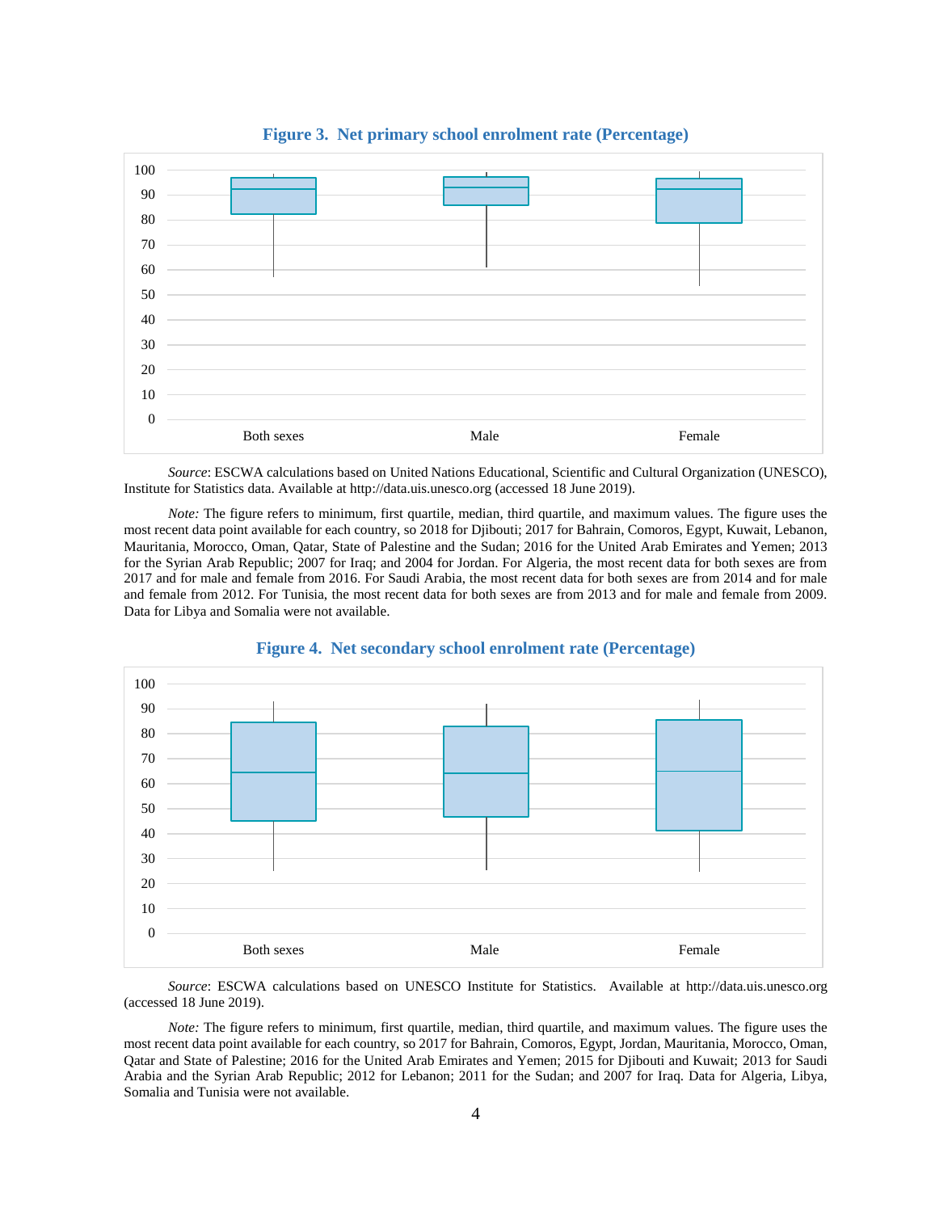**Figure 3. Net primary school enrolment rate (Percentage)**

*Source*: ESCWA calculations based on United Nations Educational, Scientific and Cultural Organization (UNESCO), Institute for Statistics data. Available at http://data.uis.unesco.org (accessed 18 June 2019).

*Note:* The figure refers to minimum, first quartile, median, third quartile, and maximum values. The figure uses the most recent data point available for each country, so 2018 for Djibouti; 2017 for Bahrain, Comoros, Egypt, Kuwait, Lebanon, Mauritania, Morocco, Oman, Qatar, State of Palestine and the Sudan; 2016 for the United Arab Emirates and Yemen; 2013 for the Syrian Arab Republic; 2007 for Iraq; and 2004 for Jordan. For Algeria, the most recent data for both sexes are from 2017 and for male and female from 2016. For Saudi Arabia, the most recent data for both sexes are from 2014 and for male and female from 2012. For Tunisia, the most recent data for both sexes are from 2013 and for male and female from 2009. Data for Libya and Somalia were not available.

**Figure 4. Net secondary school enrolment rate (Percentage)**

*Source*: ESCWA calculations based on UNESCO Institute for Statistics. Available at http://data.uis.unesco.org (accessed 18 June 2019).

*Note:* The figure refers to minimum, first quartile, median, third quartile, and maximum values. The figure uses the most recent data point available for each country, so 2017 for Bahrain, Comoros, Egypt, Jordan, Mauritania, Morocco, Oman, Qatar and State of Palestine; 2016 for the United Arab Emirates and Yemen; 2015 for Djibouti and Kuwait; 2013 for Saudi Arabia and the Syrian Arab Republic; 2012 for Lebanon; 2011 for the Sudan; and 2007 for Iraq. Data for Algeria, Libya, Somalia and Tunisia were not available.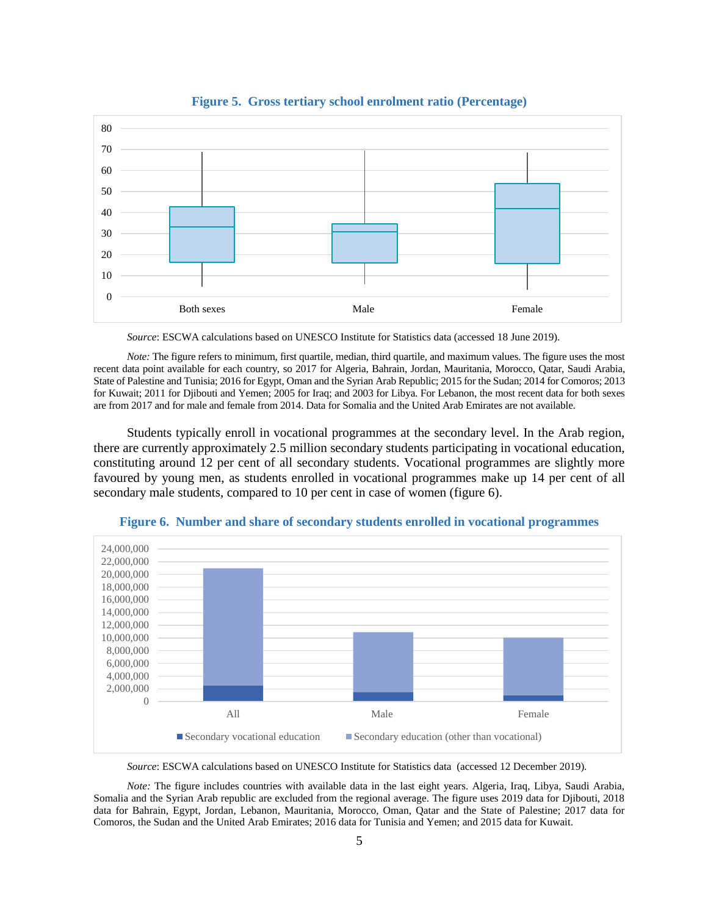**Figure 5. Gross tertiary school enrolment ratio (Percentage)**

*Source*: ESCWA calculations based on UNESCO Institute for Statistics data (accessed 18 June 2019).

*Note:* The figure refers to minimum, first quartile, median, third quartile, and maximum values. The figure uses the most recent data point available for each country, so 2017 for Algeria, Bahrain, Jordan, Mauritania, Morocco, Qatar, Saudi Arabia, State of Palestine and Tunisia; 2016 for Egypt, Oman and the Syrian Arab Republic; 2015 for the Sudan; 2014 for Comoros; 2013 for Kuwait; 2011 for Djibouti and Yemen; 2005 for Iraq; and 2003 for Libya. For Lebanon, the most recent data for both sexes are from 2017 and for male and female from 2014. Data for Somalia and the United Arab Emirates are not available.

Students typically enroll in vocational programmes at the secondary level. In the Arab region, there are currently approximately 2.5 million secondary students participating in vocational education, constituting around 12 per cent of all secondary students. Vocational programmes are slightly more favoured by young men, as students enrolled in vocational programmes make up 14 per cent of all secondary male students, compared to 10 per cent in case of women (figure 6).

**Figure 6. Number and share of secondary students enrolled in vocational programmes**

*Source*: ESCWA calculations based on UNESCO Institute for Statistics data (accessed 12 December 2019).

*Note:* The figure includes countries with available data in the last eight years. Algeria, Iraq, Libya, Saudi Arabia, Somalia and the Syrian Arab republic are excluded from the regional average. The figure uses 2019 data for Djibouti, 2018 data for Bahrain, Egypt, Jordan, Lebanon, Mauritania, Morocco, Oman, Qatar and the State of Palestine; 2017 data for Comoros, the Sudan and the United Arab Emirates; 2016 data for Tunisia and Yemen; and 2015 data for Kuwait.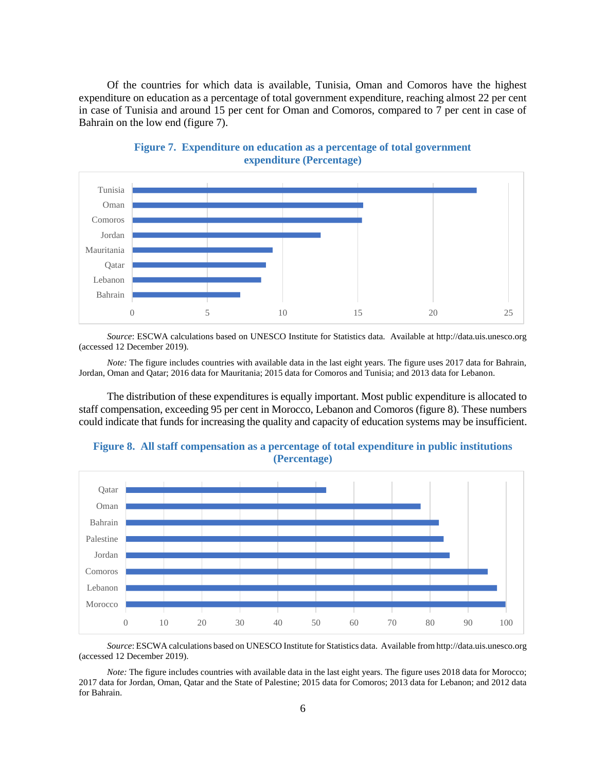Of the countries for which data is available, Tunisia, Oman and Comoros have the highest expenditure on education as a percentage of total government expenditure, reaching almost 22 per cent in case of Tunisia and around 15 per cent for Oman and Comoros, compared to 7 per cent in case of Bahrain on the low end (figure 7).

**Figure 7. Expenditure on education as a percentage of total government expenditure (Percentage)**

*Source*: ESCWA calculations based on UNESCO Institute for Statistics data. Available at http://data.uis.unesco.org (accessed 12 December 2019).

*Note:* The figure includes countries with available data in the last eight years. The figure uses 2017 data for Bahrain, Jordan, Oman and Qatar; 2016 data for Mauritania; 2015 data for Comoros and Tunisia; and 2013 data for Lebanon.

The distribution of these expenditures is equally important. Most public expenditure is allocated to staff compensation, exceeding 95 per cent in Morocco, Lebanon and Comoros (figure 8). These numbers could indicate that funds for increasing the quality and capacity of education systems may be insufficient.

**Figure 8. All staff compensation as a percentage of total expenditure in public institutions (Percentage)**

*Source*: ESCWA calculations based on UNESCO Institute for Statistics data. Available from http://data.uis.unesco.org (accessed 12 December 2019).

*Note:* The figure includes countries with available data in the last eight years. The figure uses 2018 data for Morocco; 2017 data for Jordan, Oman, Qatar and the State of Palestine; 2015 data for Comoros; 2013 data for Lebanon; and 2012 data for Bahrain.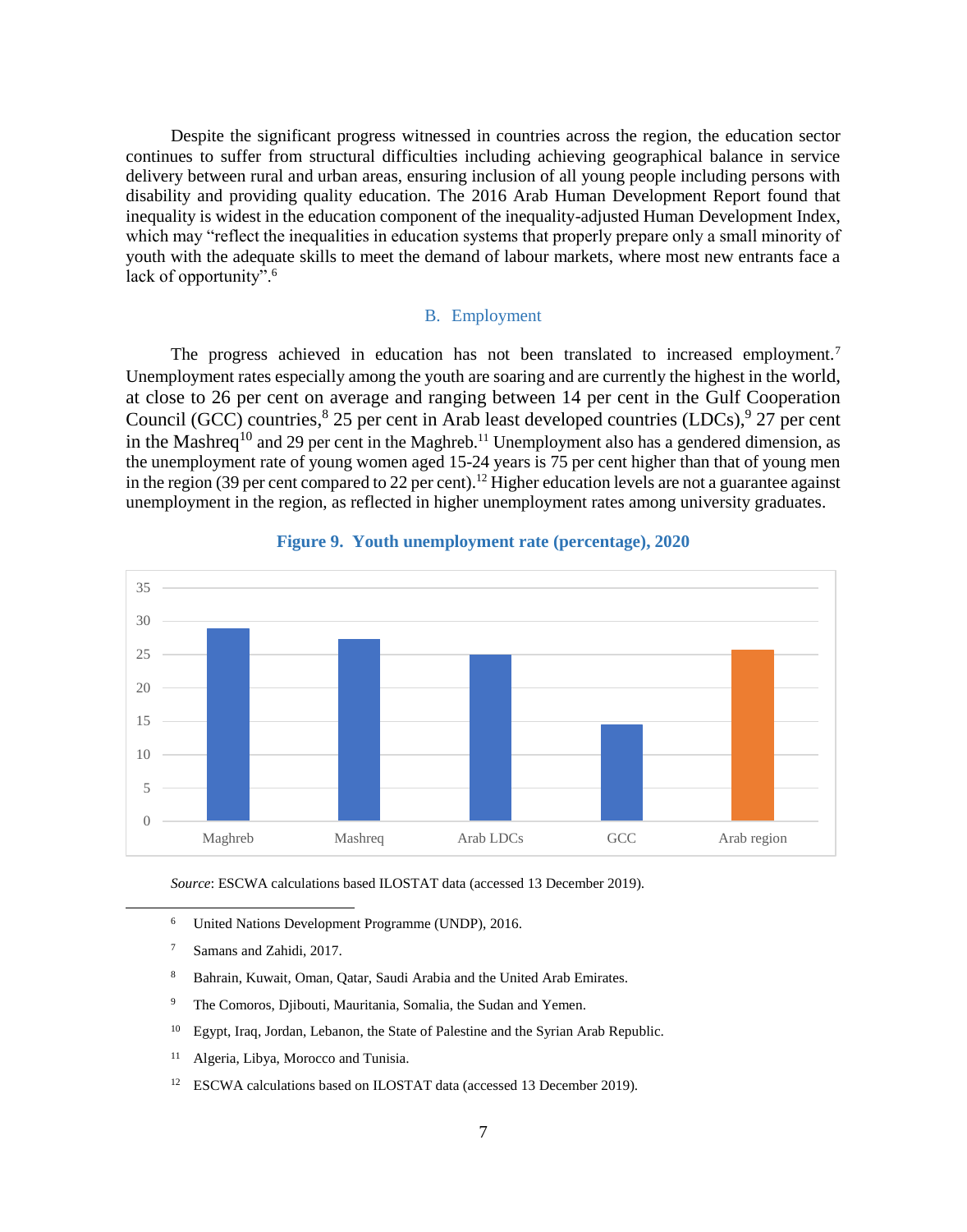Despite the significant progress witnessed in countries across the region, the education sector continues to suffer from structural difficulties including achieving geographical balance in service delivery between rural and urban areas, ensuring inclusion of all young people including persons with disability and providing quality education. The 2016 Arab Human Development Report found that inequality is widest in the education component of the inequality-adjusted Human Development Index, which may "reflect the inequalities in education systems that properly prepare only a small minority of youth with the adequate skills to meet the demand of labour markets, where most new entrants face a lack of opportunity".[6]

## B. Employment

The progress achieved in education has not been translated to increased employment.[7] Unemployment rates especially among the youth are soaring and are currently the highest in the world, at close to 26 per cent on average and ranging between 14 per cent in the Gulf Cooperation Council (GCC) countries,[8] 25 per cent in Arab least developed countries (LDCs),[9] 27 per cent in the Mashreq[10] and 29 per cent in the Maghreb.[11] Unemployment also has a gendered dimension, as the unemployment rate of young women aged 15-24 years is 75 per cent higher than that of young men in the region (39 per cent compared to 22 per cent).[12] Higher education levels are not a guarantee against unemployment in the region, as reflected in higher unemployment rates among university graduates.

**Figure 9. Youth unemployment rate (percentage), 2020**

| Region | Youth unemployment rate (%) |
|---|---|
| Maghreb | ~29 |
| Mashreq | ~27 |
| Arab LDCs | ~25 |
| GCC | ~14.5 |
| Arab region | ~25.5 |

*Source*: ESCWA calculations based ILOSTAT data (accessed 13 December 2019).

---

[6] United Nations Development Programme (UNDP), 2016.

[7] Samans and Zahidi, 2017.

[8] Bahrain, Kuwait, Oman, Qatar, Saudi Arabia and the United Arab Emirates.

[9] The Comoros, Djibouti, Mauritania, Somalia, the Sudan and Yemen.

[10] Egypt, Iraq, Jordan, Lebanon, the State of Palestine and the Syrian Arab Republic.

[11] Algeria, Libya, Morocco and Tunisia.

[12] ESCWA calculations based on ILOSTAT data (accessed 13 December 2019).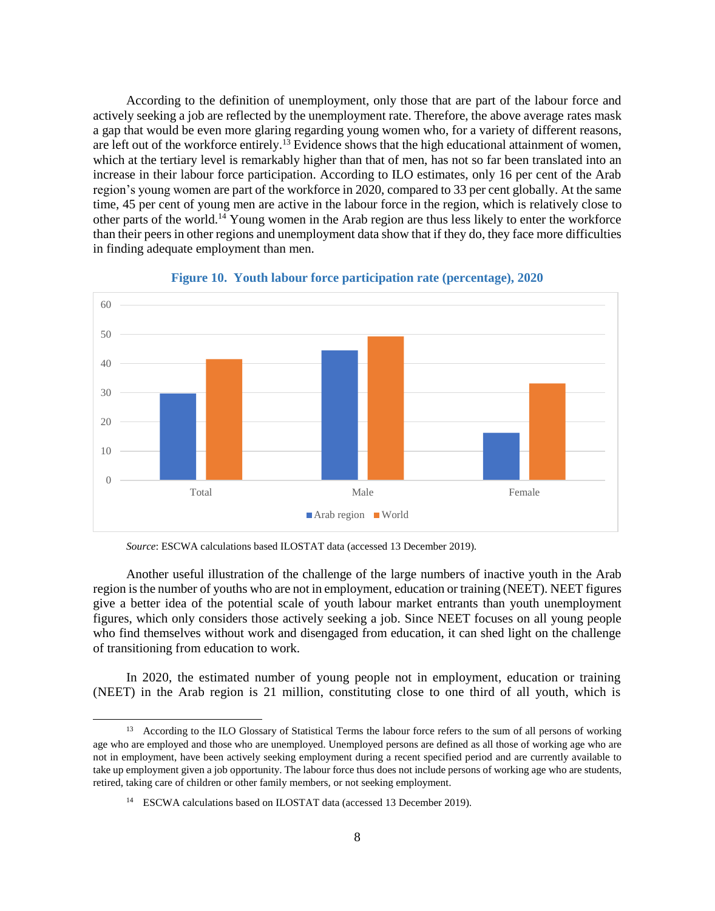According to the definition of unemployment, only those that are part of the labour force and actively seeking a job are reflected by the unemployment rate. Therefore, the above average rates mask a gap that would be even more glaring regarding young women who, for a variety of different reasons, are left out of the workforce entirely.[13] Evidence shows that the high educational attainment of women, which at the tertiary level is remarkably higher than that of men, has not so far been translated into an increase in their labour force participation. According to ILO estimates, only 16 per cent of the Arab region's young women are part of the workforce in 2020, compared to 33 per cent globally. At the same time, 45 per cent of young men are active in the labour force in the region, which is relatively close to other parts of the world.[14] Young women in the Arab region are thus less likely to enter the workforce than their peers in other regions and unemployment data show that if they do, they face more difficulties in finding adequate employment than men.

**Figure 10. Youth labour force participation rate (percentage), 2020**

*Source*: ESCWA calculations based ILOSTAT data (accessed 13 December 2019).

Another useful illustration of the challenge of the large numbers of inactive youth in the Arab region is the number of youths who are not in employment, education or training (NEET). NEET figures give a better idea of the potential scale of youth labour market entrants than youth unemployment figures, which only considers those actively seeking a job. Since NEET focuses on all young people who find themselves without work and disengaged from education, it can shed light on the challenge of transitioning from education to work.

In 2020, the estimated number of young people not in employment, education or training (NEET) in the Arab region is 21 million, constituting close to one third of all youth, which is

---

[13] According to the ILO Glossary of Statistical Terms the labour force refers to the sum of all persons of working age who are employed and those who are unemployed. Unemployed persons are defined as all those of working age who are not in employment, have been actively seeking employment during a recent specified period and are currently available to take up employment given a job opportunity. The labour force thus does not include persons of working age who are students, retired, taking care of children or other family members, or not seeking employment.

[14] ESCWA calculations based on ILOSTAT data (accessed 13 December 2019).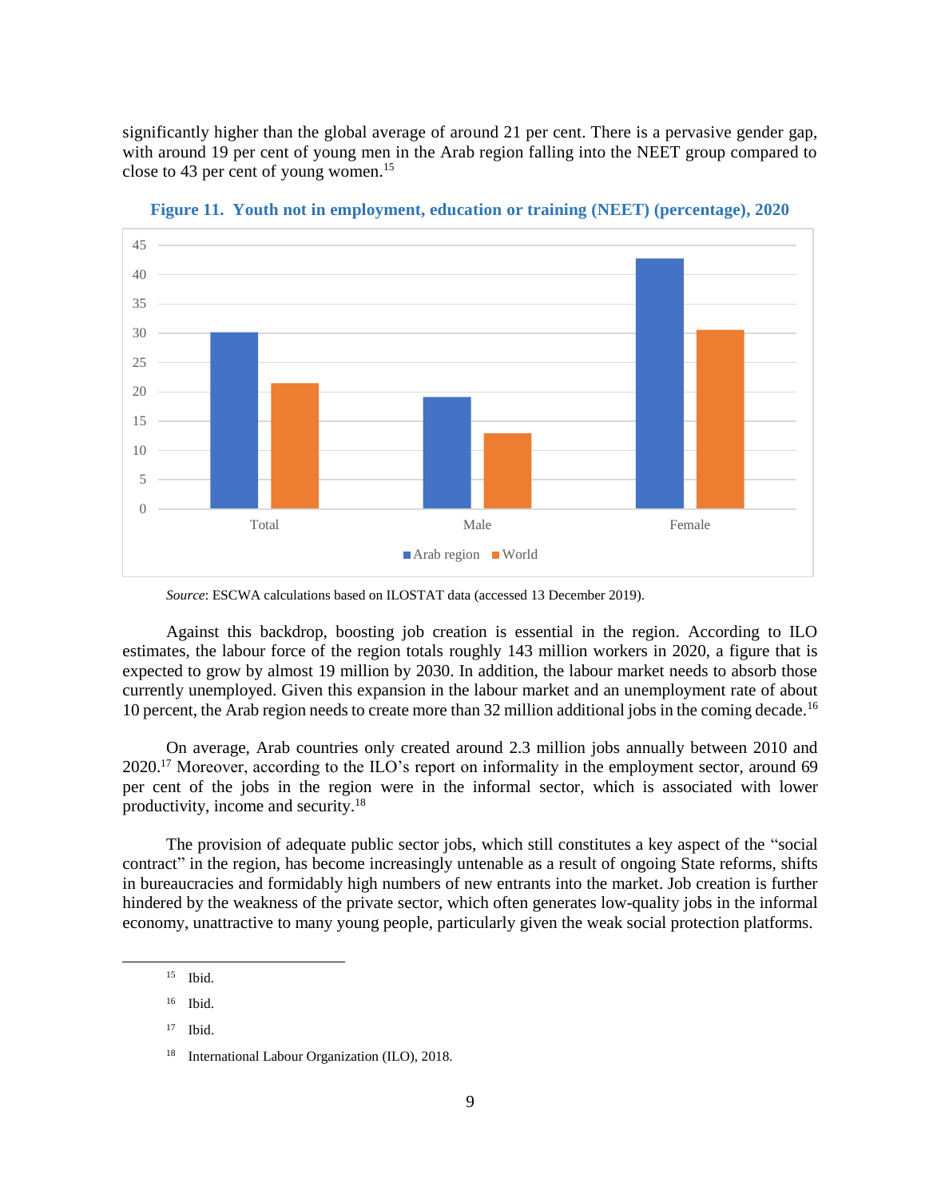significantly higher than the global average of around 21 per cent. There is a pervasive gender gap, with around 19 per cent of young men in the Arab region falling into the NEET group compared to close to 43 per cent of young women.[15]

**Figure 11. Youth not in employment, education or training (NEET) (percentage), 2020**

*Source*: ESCWA calculations based on ILOSTAT data (accessed 13 December 2019).

Against this backdrop, boosting job creation is essential in the region. According to ILO estimates, the labour force of the region totals roughly 143 million workers in 2020, a figure that is expected to grow by almost 19 million by 2030. In addition, the labour market needs to absorb those currently unemployed. Given this expansion in the labour market and an unemployment rate of about 10 percent, the Arab region needs to create more than 32 million additional jobs in the coming decade.[16]

On average, Arab countries only created around 2.3 million jobs annually between 2010 and 2020.[17] Moreover, according to the ILO's report on informality in the employment sector, around 69 per cent of the jobs in the region were in the informal sector, which is associated with lower productivity, income and security.[18]

The provision of adequate public sector jobs, which still constitutes a key aspect of the "social contract" in the region, has become increasingly untenable as a result of ongoing State reforms, shifts in bureaucracies and formidably high numbers of new entrants into the market. Job creation is further hindered by the weakness of the private sector, which often generates low-quality jobs in the informal economy, unattractive to many young people, particularly given the weak social protection platforms.

---

[15] Ibid.

[16] Ibid.

[17] Ibid.

[18] International Labour Organization (ILO), 2018.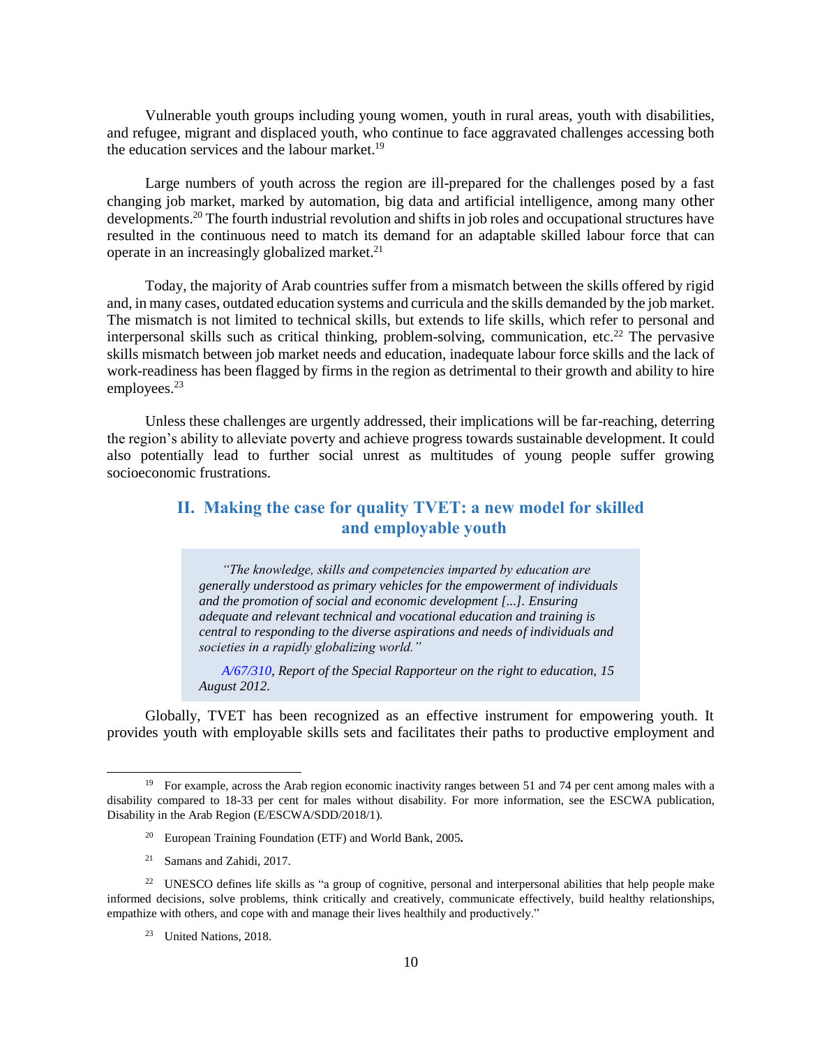Vulnerable youth groups including young women, youth in rural areas, youth with disabilities, and refugee, migrant and displaced youth, who continue to face aggravated challenges accessing both the education services and the labour market.[19]

Large numbers of youth across the region are ill-prepared for the challenges posed by a fast changing job market, marked by automation, big data and artificial intelligence, among many other developments.[20] The fourth industrial revolution and shifts in job roles and occupational structures have resulted in the continuous need to match its demand for an adaptable skilled labour force that can operate in an increasingly globalized market.[21]

Today, the majority of Arab countries suffer from a mismatch between the skills offered by rigid and, in many cases, outdated education systems and curricula and the skills demanded by the job market. The mismatch is not limited to technical skills, but extends to life skills, which refer to personal and interpersonal skills such as critical thinking, problem-solving, communication, etc.[22] The pervasive skills mismatch between job market needs and education, inadequate labour force skills and the lack of work-readiness has been flagged by firms in the region as detrimental to their growth and ability to hire employees.[23]

Unless these challenges are urgently addressed, their implications will be far-reaching, deterring the region's ability to alleviate poverty and achieve progress towards sustainable development. It could also potentially lead to further social unrest as multitudes of young people suffer growing socioeconomic frustrations.

## II. Making the case for quality TVET: a new model for skilled and employable youth

> *"The knowledge, skills and competencies imparted by education are generally understood as primary vehicles for the empowerment of individuals and the promotion of social and economic development [...]. Ensuring adequate and relevant technical and vocational education and training is central to responding to the diverse aspirations and needs of individuals and societies in a rapidly globalizing world."*
>
> *A/67/310, Report of the Special Rapporteur on the right to education, 15 August 2012.*

Globally, TVET has been recognized as an effective instrument for empowering youth. It provides youth with employable skills sets and facilitates their paths to productive employment and

---

[19] For example, across the Arab region economic inactivity ranges between 51 and 74 per cent among males with a disability compared to 18-33 per cent for males without disability. For more information, see the ESCWA publication, Disability in the Arab Region (E/ESCWA/SDD/2018/1).

[20] European Training Foundation (ETF) and World Bank, 2005.

[21] Samans and Zahidi, 2017.

[22] UNESCO defines life skills as "a group of cognitive, personal and interpersonal abilities that help people make informed decisions, solve problems, think critically and creatively, communicate effectively, build healthy relationships, empathize with others, and cope with and manage their lives healthily and productively."

[23] United Nations, 2018.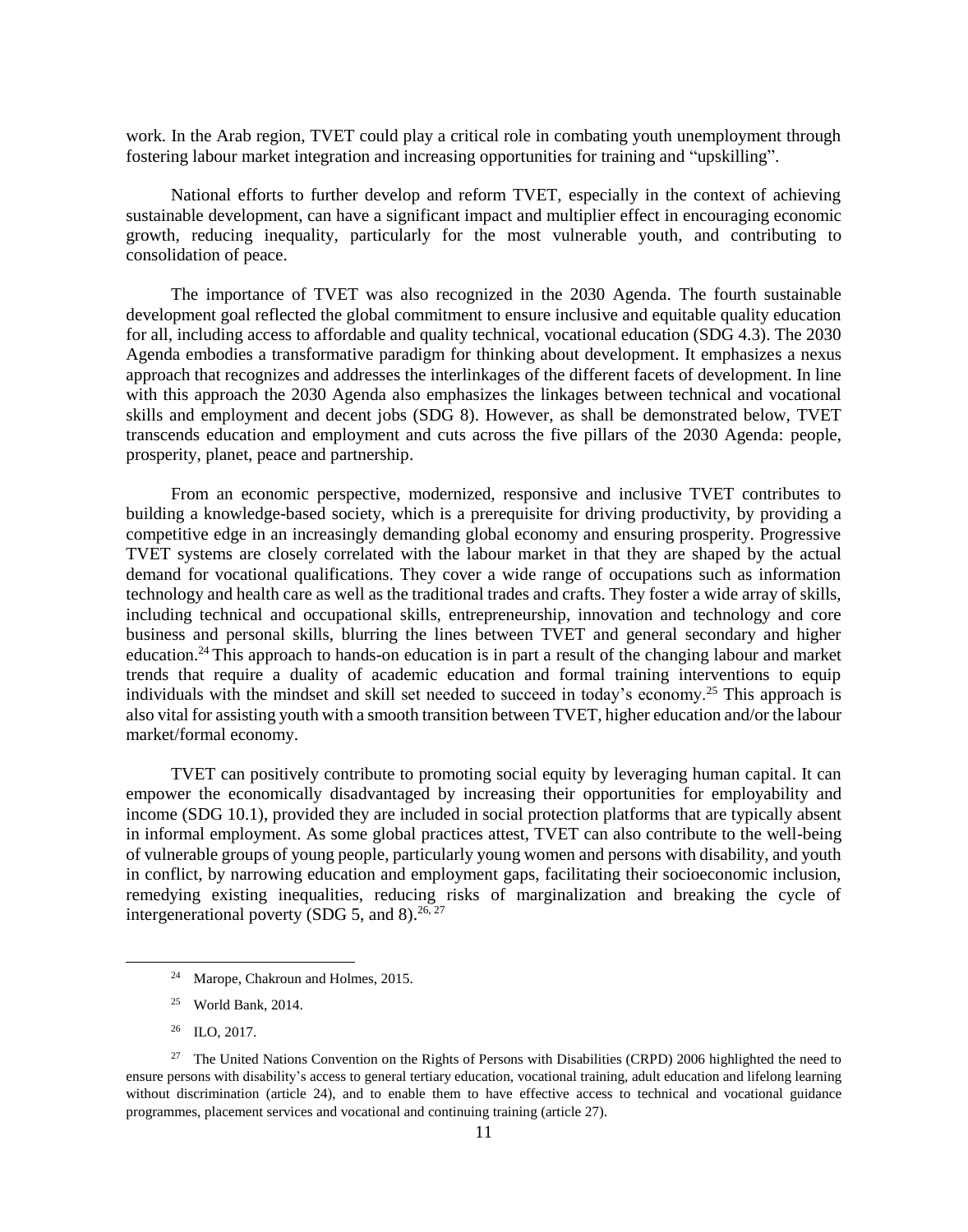work. In the Arab region, TVET could play a critical role in combating youth unemployment through fostering labour market integration and increasing opportunities for training and "upskilling".

National efforts to further develop and reform TVET, especially in the context of achieving sustainable development, can have a significant impact and multiplier effect in encouraging economic growth, reducing inequality, particularly for the most vulnerable youth, and contributing to consolidation of peace.

The importance of TVET was also recognized in the 2030 Agenda. The fourth sustainable development goal reflected the global commitment to ensure inclusive and equitable quality education for all, including access to affordable and quality technical, vocational education (SDG 4.3). The 2030 Agenda embodies a transformative paradigm for thinking about development. It emphasizes a nexus approach that recognizes and addresses the interlinkages of the different facets of development. In line with this approach the 2030 Agenda also emphasizes the linkages between technical and vocational skills and employment and decent jobs (SDG 8). However, as shall be demonstrated below, TVET transcends education and employment and cuts across the five pillars of the 2030 Agenda: people, prosperity, planet, peace and partnership.

From an economic perspective, modernized, responsive and inclusive TVET contributes to building a knowledge-based society, which is a prerequisite for driving productivity, by providing a competitive edge in an increasingly demanding global economy and ensuring prosperity. Progressive TVET systems are closely correlated with the labour market in that they are shaped by the actual demand for vocational qualifications. They cover a wide range of occupations such as information technology and health care as well as the traditional trades and crafts. They foster a wide array of skills, including technical and occupational skills, entrepreneurship, innovation and technology and core business and personal skills, blurring the lines between TVET and general secondary and higher education.[24] This approach to hands-on education is in part a result of the changing labour and market trends that require a duality of academic education and formal training interventions to equip individuals with the mindset and skill set needed to succeed in today's economy.[25] This approach is also vital for assisting youth with a smooth transition between TVET, higher education and/or the labour market/formal economy.

TVET can positively contribute to promoting social equity by leveraging human capital. It can empower the economically disadvantaged by increasing their opportunities for employability and income (SDG 10.1), provided they are included in social protection platforms that are typically absent in informal employment. As some global practices attest, TVET can also contribute to the well-being of vulnerable groups of young people, particularly young women and persons with disability, and youth in conflict, by narrowing education and employment gaps, facilitating their socioeconomic inclusion, remedying existing inequalities, reducing risks of marginalization and breaking the cycle of intergenerational poverty (SDG 5, and 8).[26, 27]

---

[24] Marope, Chakroun and Holmes, 2015.

[25] World Bank, 2014.

[26] ILO, 2017.

[27] The United Nations Convention on the Rights of Persons with Disabilities (CRPD) 2006 highlighted the need to ensure persons with disability's access to general tertiary education, vocational training, adult education and lifelong learning without discrimination (article 24), and to enable them to have effective access to technical and vocational guidance programmes, placement services and vocational and continuing training (article 27).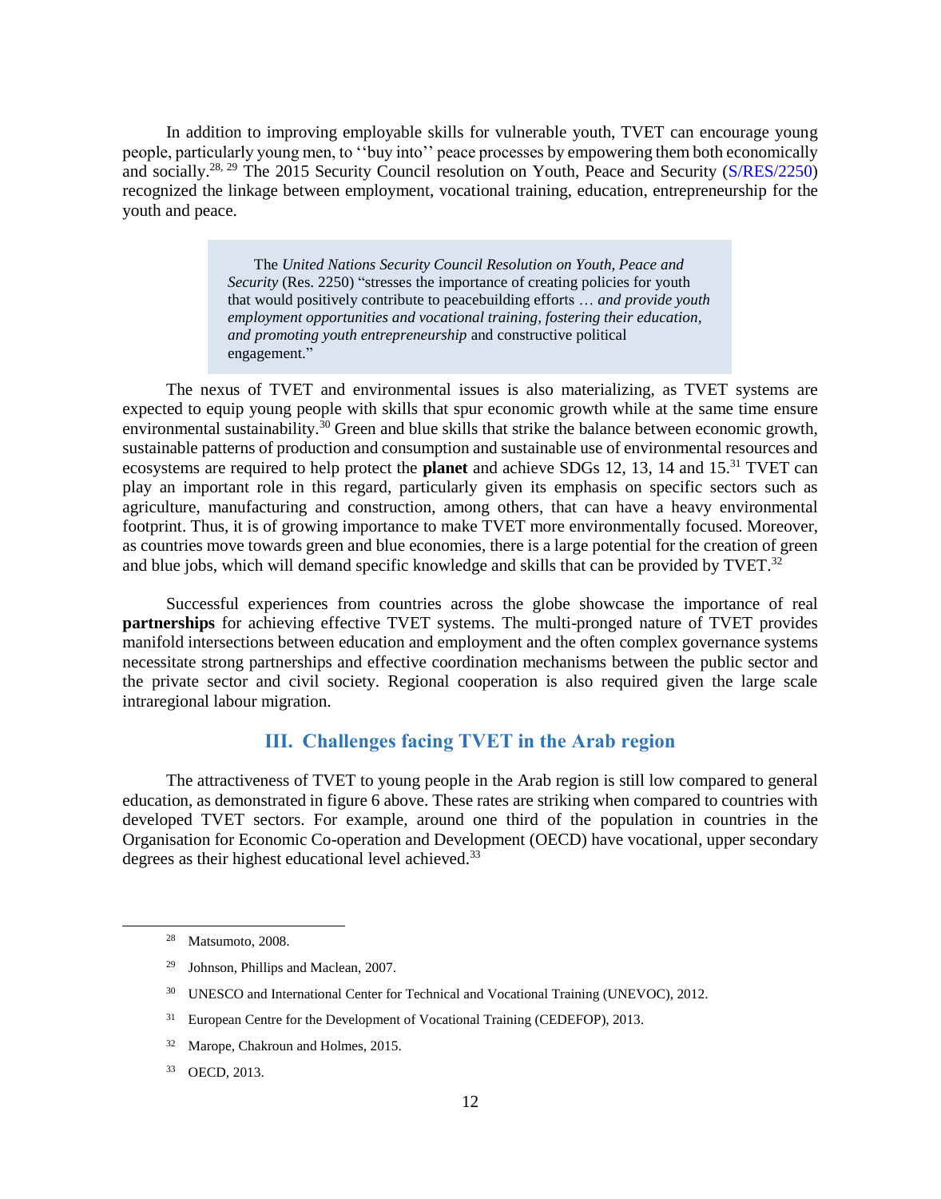In addition to improving employable skills for vulnerable youth, TVET can encourage young people, particularly young men, to ''buy into'' peace processes by empowering them both economically and socially.[28, 29] The 2015 Security Council resolution on Youth, Peace and Security (S/RES/2250) recognized the linkage between employment, vocational training, education, entrepreneurship for the youth and peace.

> The *United Nations Security Council Resolution on Youth, Peace and Security* (Res. 2250) "stresses the importance of creating policies for youth that would positively contribute to peacebuilding efforts … *and provide youth employment opportunities and vocational training, fostering their education, and promoting youth entrepreneurship* and constructive political engagement."

The nexus of TVET and environmental issues is also materializing, as TVET systems are expected to equip young people with skills that spur economic growth while at the same time ensure environmental sustainability.[30] Green and blue skills that strike the balance between economic growth, sustainable patterns of production and consumption and sustainable use of environmental resources and ecosystems are required to help protect the **planet** and achieve SDGs 12, 13, 14 and 15.[31] TVET can play an important role in this regard, particularly given its emphasis on specific sectors such as agriculture, manufacturing and construction, among others, that can have a heavy environmental footprint. Thus, it is of growing importance to make TVET more environmentally focused. Moreover, as countries move towards green and blue economies, there is a large potential for the creation of green and blue jobs, which will demand specific knowledge and skills that can be provided by TVET.[32]

Successful experiences from countries across the globe showcase the importance of real **partnerships** for achieving effective TVET systems. The multi-pronged nature of TVET provides manifold intersections between education and employment and the often complex governance systems necessitate strong partnerships and effective coordination mechanisms between the public sector and the private sector and civil society. Regional cooperation is also required given the large scale intraregional labour migration.

## III. Challenges facing TVET in the Arab region

The attractiveness of TVET to young people in the Arab region is still low compared to general education, as demonstrated in figure 6 above. These rates are striking when compared to countries with developed TVET sectors. For example, around one third of the population in countries in the Organisation for Economic Co-operation and Development (OECD) have vocational, upper secondary degrees as their highest educational level achieved.[33]

---

[28] Matsumoto, 2008.

[29] Johnson, Phillips and Maclean, 2007.

[30] UNESCO and International Center for Technical and Vocational Training (UNEVOC), 2012.

[31] European Centre for the Development of Vocational Training (CEDEFOP), 2013.

[32] Marope, Chakroun and Holmes, 2015.

[33] OECD, 2013.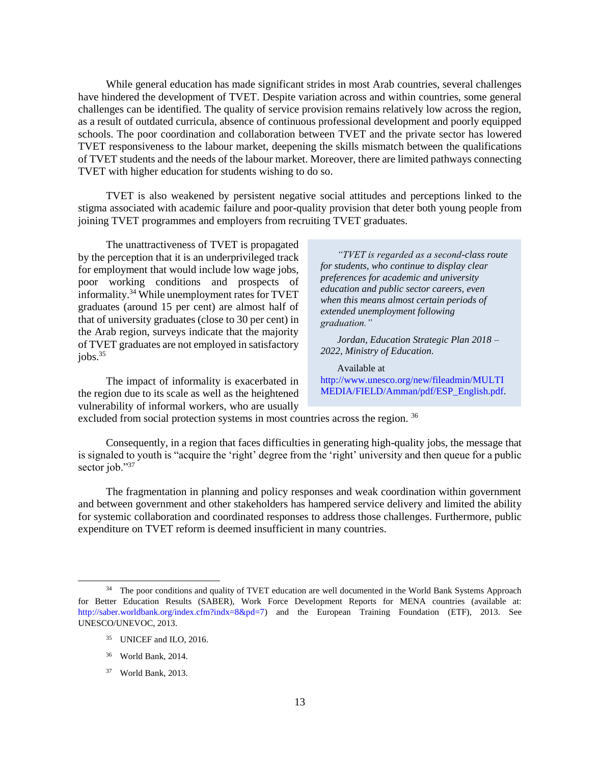While general education has made significant strides in most Arab countries, several challenges have hindered the development of TVET. Despite variation across and within countries, some general challenges can be identified. The quality of service provision remains relatively low across the region, as a result of outdated curricula, absence of continuous professional development and poorly equipped schools. The poor coordination and collaboration between TVET and the private sector has lowered TVET responsiveness to the labour market, deepening the skills mismatch between the qualifications of TVET students and the needs of the labour market. Moreover, there are limited pathways connecting TVET with higher education for students wishing to do so.

TVET is also weakened by persistent negative social attitudes and perceptions linked to the stigma associated with academic failure and poor-quality provision that deter both young people from joining TVET programmes and employers from recruiting TVET graduates.

The unattractiveness of TVET is propagated by the perception that it is an underprivileged track for employment that would include low wage jobs, poor working conditions and prospects of informality.[34] While unemployment rates for TVET graduates (around 15 per cent) are almost half of that of university graduates (close to 30 per cent) in the Arab region, surveys indicate that the majority of TVET graduates are not employed in satisfactory jobs.[35]

> *"TVET is regarded as a second-class route for students, who continue to display clear preferences for academic and university education and public sector careers, even when this means almost certain periods of extended unemployment following graduation."*
>
> *Jordan, Education Strategic Plan 2018 – 2022, Ministry of Education.*
>
> Available at http://www.unesco.org/new/fileadmin/MULTIMEDIA/FIELD/Amman/pdf/ESP_English.pdf.

The impact of informality is exacerbated in the region due to its scale as well as the heightened vulnerability of informal workers, who are usually excluded from social protection systems in most countries across the region. [36]

Consequently, in a region that faces difficulties in generating high-quality jobs, the message that is signaled to youth is "acquire the 'right' degree from the 'right' university and then queue for a public sector job."[37]

The fragmentation in planning and policy responses and weak coordination within government and between government and other stakeholders has hampered service delivery and limited the ability for systemic collaboration and coordinated responses to address those challenges. Furthermore, public expenditure on TVET reform is deemed insufficient in many countries.

---

[34] The poor conditions and quality of TVET education are well documented in the World Bank Systems Approach for Better Education Results (SABER), Work Force Development Reports for MENA countries (available at: http://saber.worldbank.org/index.cfm?indx=8&pd=7) and the European Training Foundation (ETF), 2013. See UNESCO/UNEVOC, 2013.

[35] UNICEF and ILO, 2016.

[36] World Bank, 2014.

[37] World Bank, 2013.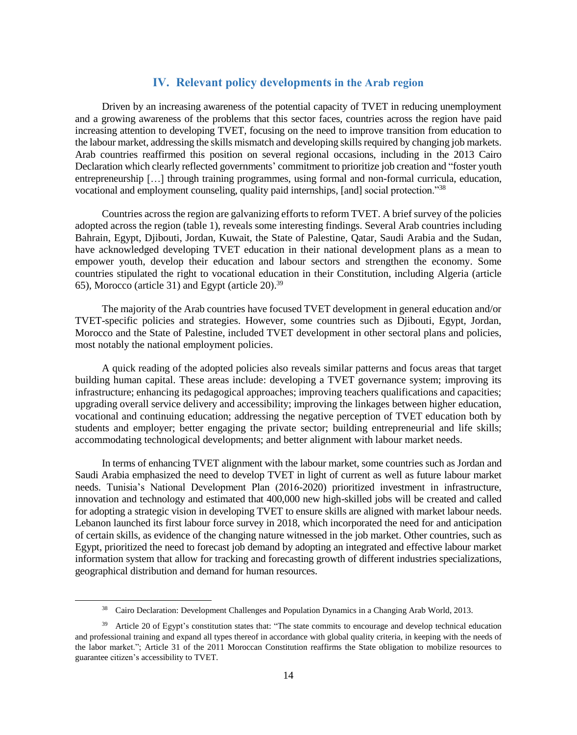## IV. Relevant policy developments in the Arab region

Driven by an increasing awareness of the potential capacity of TVET in reducing unemployment and a growing awareness of the problems that this sector faces, countries across the region have paid increasing attention to developing TVET, focusing on the need to improve transition from education to the labour market, addressing the skills mismatch and developing skills required by changing job markets. Arab countries reaffirmed this position on several regional occasions, including in the 2013 Cairo Declaration which clearly reflected governments' commitment to prioritize job creation and "foster youth entrepreneurship […] through training programmes, using formal and non-formal curricula, education, vocational and employment counseling, quality paid internships, [and] social protection."[38]

Countries across the region are galvanizing efforts to reform TVET. A brief survey of the policies adopted across the region (table 1), reveals some interesting findings. Several Arab countries including Bahrain, Egypt, Djibouti, Jordan, Kuwait, the State of Palestine, Qatar, Saudi Arabia and the Sudan, have acknowledged developing TVET education in their national development plans as a mean to empower youth, develop their education and labour sectors and strengthen the economy. Some countries stipulated the right to vocational education in their Constitution, including Algeria (article 65), Morocco (article 31) and Egypt (article 20).[39]

The majority of the Arab countries have focused TVET development in general education and/or TVET-specific policies and strategies. However, some countries such as Djibouti, Egypt, Jordan, Morocco and the State of Palestine, included TVET development in other sectoral plans and policies, most notably the national employment policies.

A quick reading of the adopted policies also reveals similar patterns and focus areas that target building human capital. These areas include: developing a TVET governance system; improving its infrastructure; enhancing its pedagogical approaches; improving teachers qualifications and capacities; upgrading overall service delivery and accessibility; improving the linkages between higher education, vocational and continuing education; addressing the negative perception of TVET education both by students and employer; better engaging the private sector; building entrepreneurial and life skills; accommodating technological developments; and better alignment with labour market needs.

In terms of enhancing TVET alignment with the labour market, some countries such as Jordan and Saudi Arabia emphasized the need to develop TVET in light of current as well as future labour market needs. Tunisia's National Development Plan (2016-2020) prioritized investment in infrastructure, innovation and technology and estimated that 400,000 new high-skilled jobs will be created and called for adopting a strategic vision in developing TVET to ensure skills are aligned with market labour needs. Lebanon launched its first labour force survey in 2018, which incorporated the need for and anticipation of certain skills, as evidence of the changing nature witnessed in the job market. Other countries, such as Egypt, prioritized the need to forecast job demand by adopting an integrated and effective labour market information system that allow for tracking and forecasting growth of different industries specializations, geographical distribution and demand for human resources.

---

[38] Cairo Declaration: Development Challenges and Population Dynamics in a Changing Arab World, 2013.

[39] Article 20 of Egypt's constitution states that: "The state commits to encourage and develop technical education and professional training and expand all types thereof in accordance with global quality criteria, in keeping with the needs of the labor market."; Article 31 of the 2011 Moroccan Constitution reaffirms the State obligation to mobilize resources to guarantee citizen's accessibility to TVET.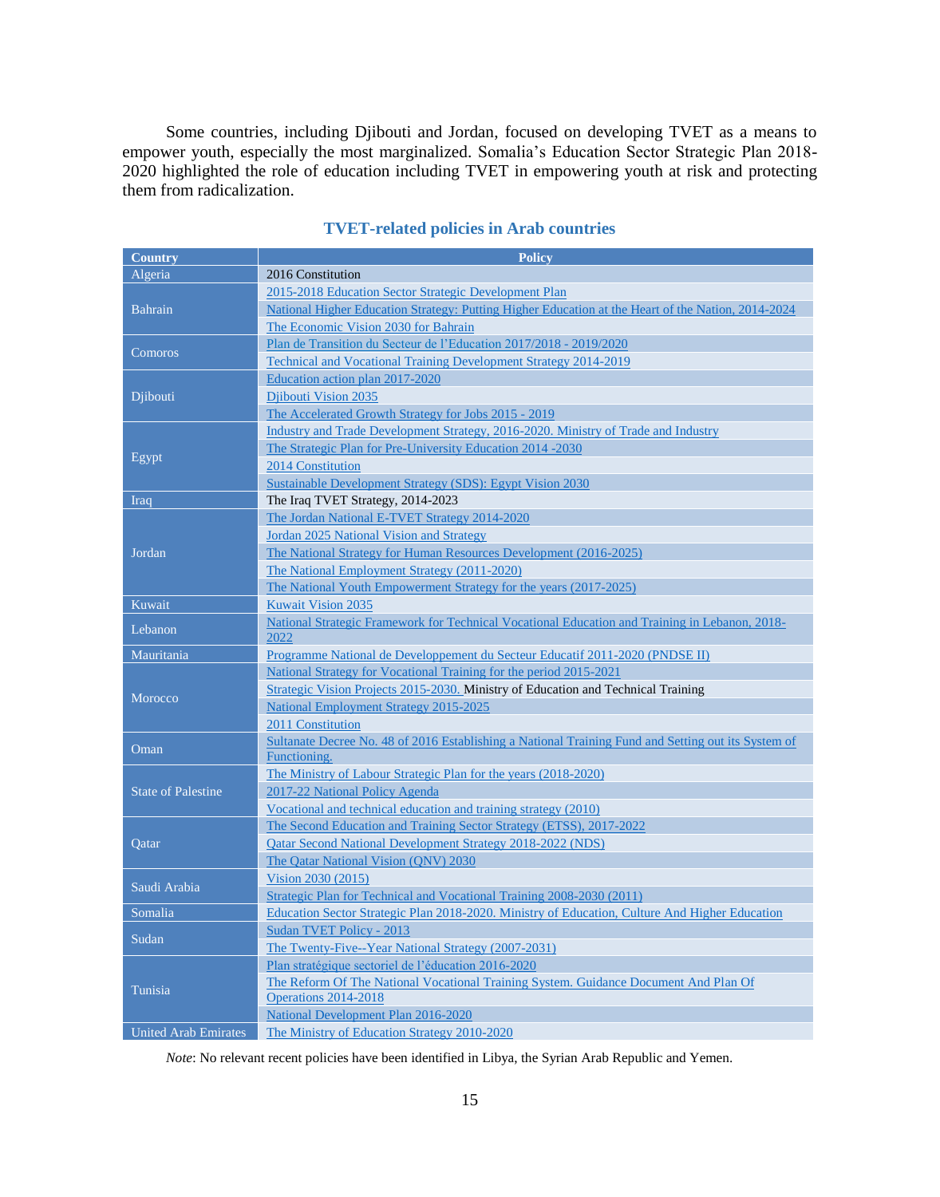Some countries, including Djibouti and Jordan, focused on developing TVET as a means to empower youth, especially the most marginalized. Somalia's Education Sector Strategic Plan 2018-2020 highlighted the role of education including TVET in empowering youth at risk and protecting them from radicalization.

### TVET-related policies in Arab countries

| Country | Policy |
|---|---|
| Algeria | 2016 Constitution |
| Bahrain | 2015-2018 Education Sector Strategic Development Plan |
| | National Higher Education Strategy: Putting Higher Education at the Heart of the Nation, 2014-2024 |
| | The Economic Vision 2030 for Bahrain |
| Comoros | Plan de Transition du Secteur de l'Education 2017/2018 - 2019/2020 |
| | Technical and Vocational Training Development Strategy 2014-2019 |
| Djibouti | Education action plan 2017-2020 |
| | Djibouti Vision 2035 |
| | The Accelerated Growth Strategy for Jobs 2015 - 2019 |
| Egypt | Industry and Trade Development Strategy, 2016-2020. Ministry of Trade and Industry |
| | The Strategic Plan for Pre-University Education 2014 -2030 |
| | 2014 Constitution |
| | Sustainable Development Strategy (SDS): Egypt Vision 2030 |
| Iraq | The Iraq TVET Strategy, 2014-2023 |
| Jordan | The Jordan National E-TVET Strategy 2014-2020 |
| | Jordan 2025 National Vision and Strategy |
| | The National Strategy for Human Resources Development (2016-2025) |
| | The National Employment Strategy (2011-2020) |
| | The National Youth Empowerment Strategy for the years (2017-2025) |
| Kuwait | Kuwait Vision 2035 |
| Lebanon | National Strategic Framework for Technical Vocational Education and Training in Lebanon, 2018-2022 |
| Mauritania | Programme National de Developpement du Secteur Educatif 2011-2020 (PNDSE II) |
| Morocco | National Strategy for Vocational Training for the period 2015-2021 |
| | Strategic Vision Projects 2015-2030. Ministry of Education and Technical Training |
| | National Employment Strategy 2015-2025 |
| | 2011 Constitution |
| Oman | Sultanate Decree No. 48 of 2016 Establishing a National Training Fund and Setting out its System of Functioning. |
| State of Palestine | The Ministry of Labour Strategic Plan for the years (2018-2020) |
| | 2017-22 National Policy Agenda |
| | Vocational and technical education and training strategy (2010) |
| Qatar | The Second Education and Training Sector Strategy (ETSS), 2017-2022 |
| | Qatar Second National Development Strategy 2018-2022 (NDS) |
| | The Qatar National Vision (QNV) 2030 |
| Saudi Arabia | Vision 2030 (2015) |
| | Strategic Plan for Technical and Vocational Training 2008-2030 (2011) |
| Somalia | Education Sector Strategic Plan 2018-2020. Ministry of Education, Culture And Higher Education |
| Sudan | Sudan TVET Policy - 2013 |
| | The Twenty-Five--Year National Strategy (2007-2031) |
| Tunisia | Plan stratégique sectoriel de l'éducation 2016-2020 |
| | The Reform Of The National Vocational Training System. Guidance Document And Plan Of Operations 2014-2018 |
| | National Development Plan 2016-2020 |
| United Arab Emirates | The Ministry of Education Strategy 2010-2020 |

*Note*: No relevant recent policies have been identified in Libya, the Syrian Arab Republic and Yemen.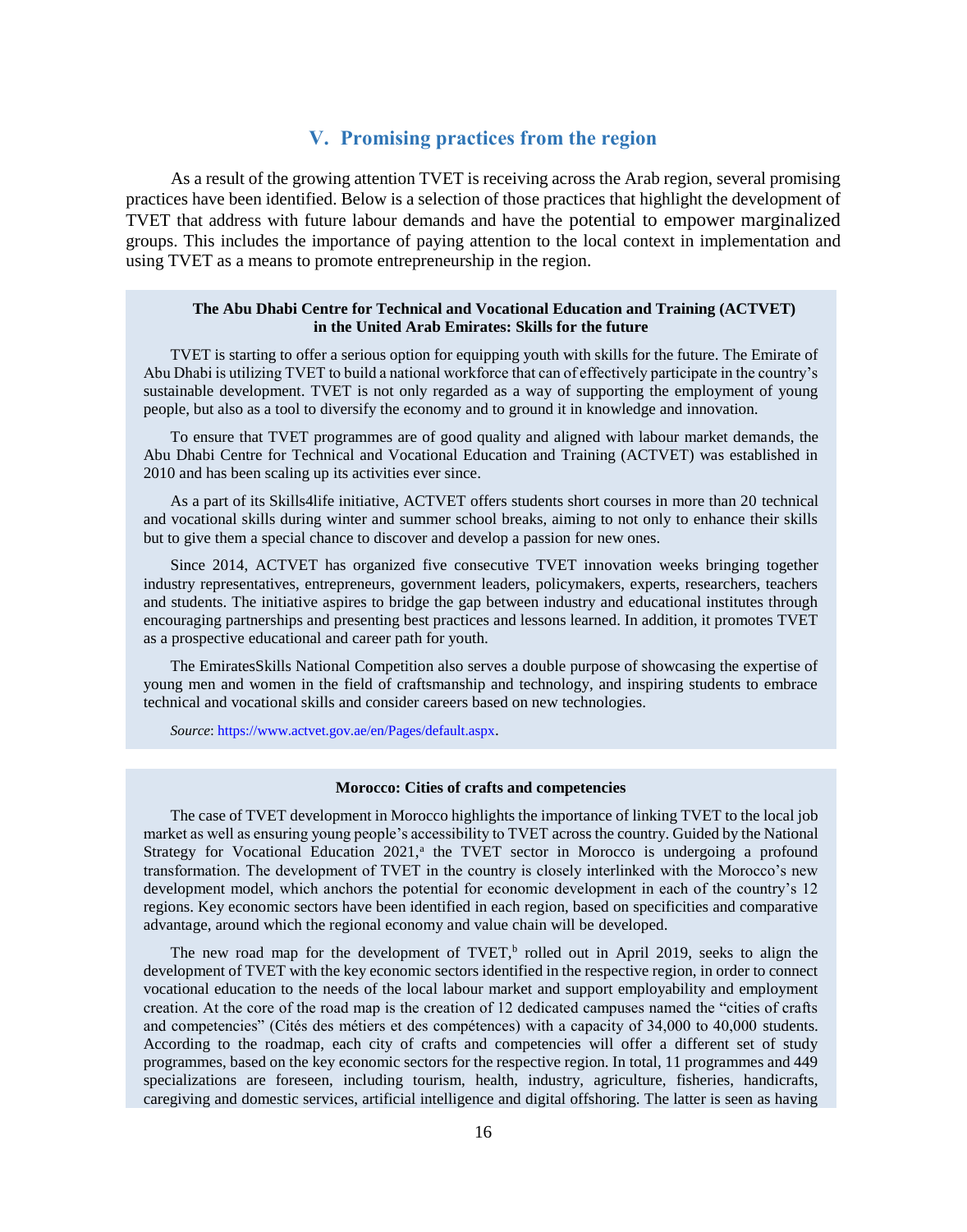## V. Promising practices from the region

As a result of the growing attention TVET is receiving across the Arab region, several promising practices have been identified. Below is a selection of those practices that highlight the development of TVET that address with future labour demands and have the potential to empower marginalized groups. This includes the importance of paying attention to the local context in implementation and using TVET as a means to promote entrepreneurship in the region.

**The Abu Dhabi Centre for Technical and Vocational Education and Training (ACTVET) in the United Arab Emirates: Skills for the future**

TVET is starting to offer a serious option for equipping youth with skills for the future. The Emirate of Abu Dhabi is utilizing TVET to build a national workforce that can of effectively participate in the country's sustainable development. TVET is not only regarded as a way of supporting the employment of young people, but also as a tool to diversify the economy and to ground it in knowledge and innovation.

To ensure that TVET programmes are of good quality and aligned with labour market demands, the Abu Dhabi Centre for Technical and Vocational Education and Training (ACTVET) was established in 2010 and has been scaling up its activities ever since.

As a part of its Skills4life initiative, ACTVET offers students short courses in more than 20 technical and vocational skills during winter and summer school breaks, aiming to not only to enhance their skills but to give them a special chance to discover and develop a passion for new ones.

Since 2014, ACTVET has organized five consecutive TVET innovation weeks bringing together industry representatives, entrepreneurs, government leaders, policymakers, experts, researchers, teachers and students. The initiative aspires to bridge the gap between industry and educational institutes through encouraging partnerships and presenting best practices and lessons learned. In addition, it promotes TVET as a prospective educational and career path for youth.

The EmiratesSkills National Competition also serves a double purpose of showcasing the expertise of young men and women in the field of craftsmanship and technology, and inspiring students to embrace technical and vocational skills and consider careers based on new technologies.

*Source*: https://www.actvet.gov.ae/en/Pages/default.aspx.

**Morocco: Cities of crafts and competencies**

The case of TVET development in Morocco highlights the importance of linking TVET to the local job market as well as ensuring young people's accessibility to TVET across the country. Guided by the National Strategy for Vocational Education 2021,[a] the TVET sector in Morocco is undergoing a profound transformation. The development of TVET in the country is closely interlinked with the Morocco's new development model, which anchors the potential for economic development in each of the country's 12 regions. Key economic sectors have been identified in each region, based on specificities and comparative advantage, around which the regional economy and value chain will be developed.

The new road map for the development of TVET,[b] rolled out in April 2019, seeks to align the development of TVET with the key economic sectors identified in the respective region, in order to connect vocational education to the needs of the local labour market and support employability and employment creation. At the core of the road map is the creation of 12 dedicated campuses named the "cities of crafts and competencies" (Cités des métiers et des compétences) with a capacity of 34,000 to 40,000 students. According to the roadmap, each city of crafts and competencies will offer a different set of study programmes, based on the key economic sectors for the respective region. In total, 11 programmes and 449 specializations are foreseen, including tourism, health, industry, agriculture, fisheries, handicrafts, caregiving and domestic services, artificial intelligence and digital offshoring. The latter is seen as having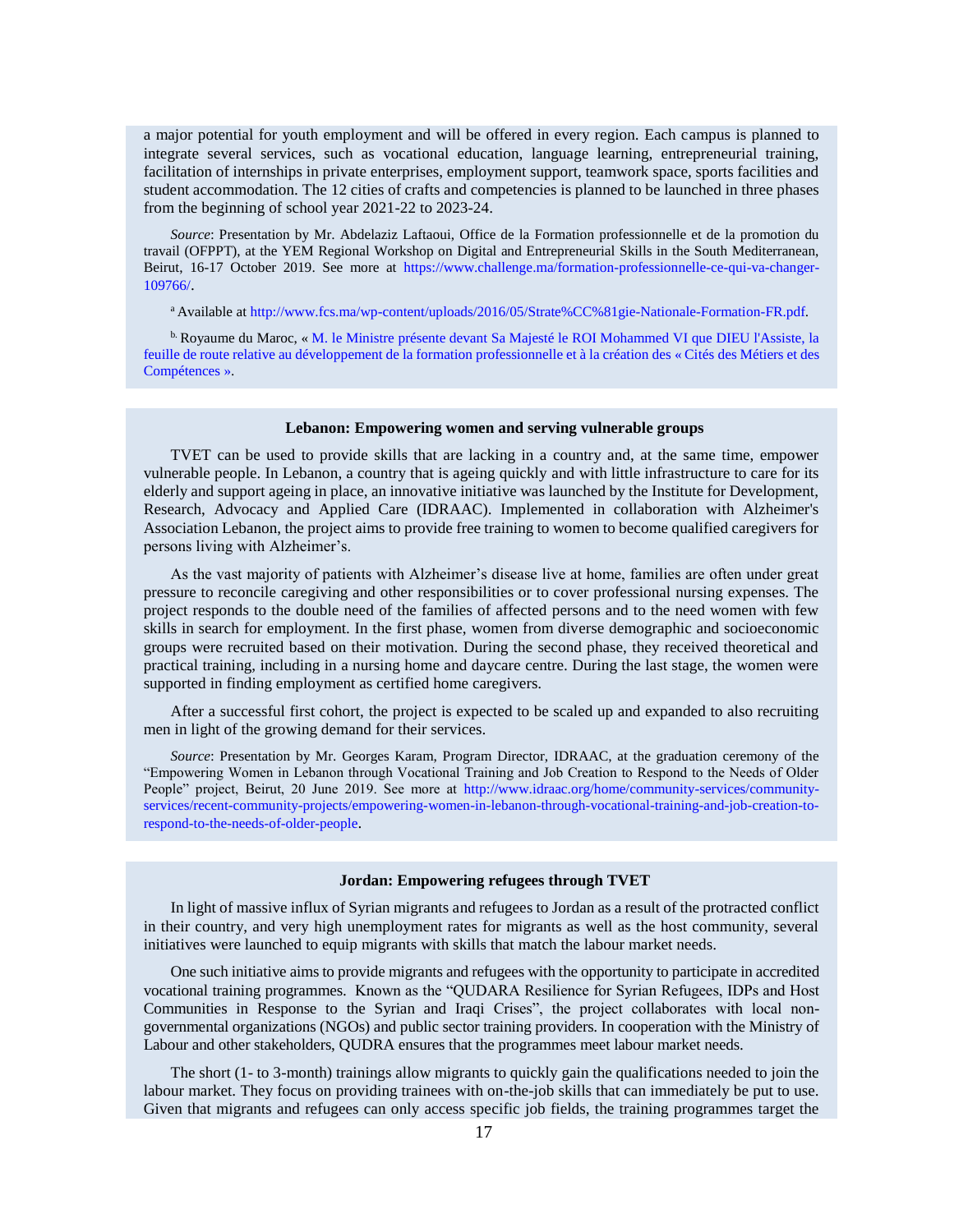a major potential for youth employment and will be offered in every region. Each campus is planned to integrate several services, such as vocational education, language learning, entrepreneurial training, facilitation of internships in private enterprises, employment support, teamwork space, sports facilities and student accommodation. The 12 cities of crafts and competencies is planned to be launched in three phases from the beginning of school year 2021-22 to 2023-24.

*Source*: Presentation by Mr. Abdelaziz Laftaoui, Office de la Formation professionnelle et de la promotion du travail (OFPPT), at the YEM Regional Workshop on Digital and Entrepreneurial Skills in the South Mediterranean, Beirut, 16-17 October 2019. See more at https://www.challenge.ma/formation-professionnelle-ce-qui-va-changer-109766/.

[a] Available at http://www.fcs.ma/wp-content/uploads/2016/05/Strate%CC%81gie-Nationale-Formation-FR.pdf.

[b] Royaume du Maroc, « M. le Ministre présente devant Sa Majesté le ROI Mohammed VI que DIEU l'Assiste, la feuille de route relative au développement de la formation professionnelle et à la création des « Cités des Métiers et des Compétences ».

**Lebanon: Empowering women and serving vulnerable groups**

TVET can be used to provide skills that are lacking in a country and, at the same time, empower vulnerable people. In Lebanon, a country that is ageing quickly and with little infrastructure to care for its elderly and support ageing in place, an innovative initiative was launched by the Institute for Development, Research, Advocacy and Applied Care (IDRAAC). Implemented in collaboration with Alzheimer's Association Lebanon, the project aims to provide free training to women to become qualified caregivers for persons living with Alzheimer's.

As the vast majority of patients with Alzheimer's disease live at home, families are often under great pressure to reconcile caregiving and other responsibilities or to cover professional nursing expenses. The project responds to the double need of the families of affected persons and to the need women with few skills in search for employment. In the first phase, women from diverse demographic and socioeconomic groups were recruited based on their motivation. During the second phase, they received theoretical and practical training, including in a nursing home and daycare centre. During the last stage, the women were supported in finding employment as certified home caregivers.

After a successful first cohort, the project is expected to be scaled up and expanded to also recruiting men in light of the growing demand for their services.

*Source*: Presentation by Mr. Georges Karam, Program Director, IDRAAC, at the graduation ceremony of the "Empowering Women in Lebanon through Vocational Training and Job Creation to Respond to the Needs of Older People" project, Beirut, 20 June 2019. See more at http://www.idraac.org/home/community-services/community-services/recent-community-projects/empowering-women-in-lebanon-through-vocational-training-and-job-creation-to-respond-to-the-needs-of-older-people.

**Jordan: Empowering refugees through TVET**

In light of massive influx of Syrian migrants and refugees to Jordan as a result of the protracted conflict in their country, and very high unemployment rates for migrants as well as the host community, several initiatives were launched to equip migrants with skills that match the labour market needs.

One such initiative aims to provide migrants and refugees with the opportunity to participate in accredited vocational training programmes. Known as the "QUDARA Resilience for Syrian Refugees, IDPs and Host Communities in Response to the Syrian and Iraqi Crises", the project collaborates with local non-governmental organizations (NGOs) and public sector training providers. In cooperation with the Ministry of Labour and other stakeholders, QUDRA ensures that the programmes meet labour market needs.

The short (1- to 3-month) trainings allow migrants to quickly gain the qualifications needed to join the labour market. They focus on providing trainees with on-the-job skills that can immediately be put to use. Given that migrants and refugees can only access specific job fields, the training programmes target the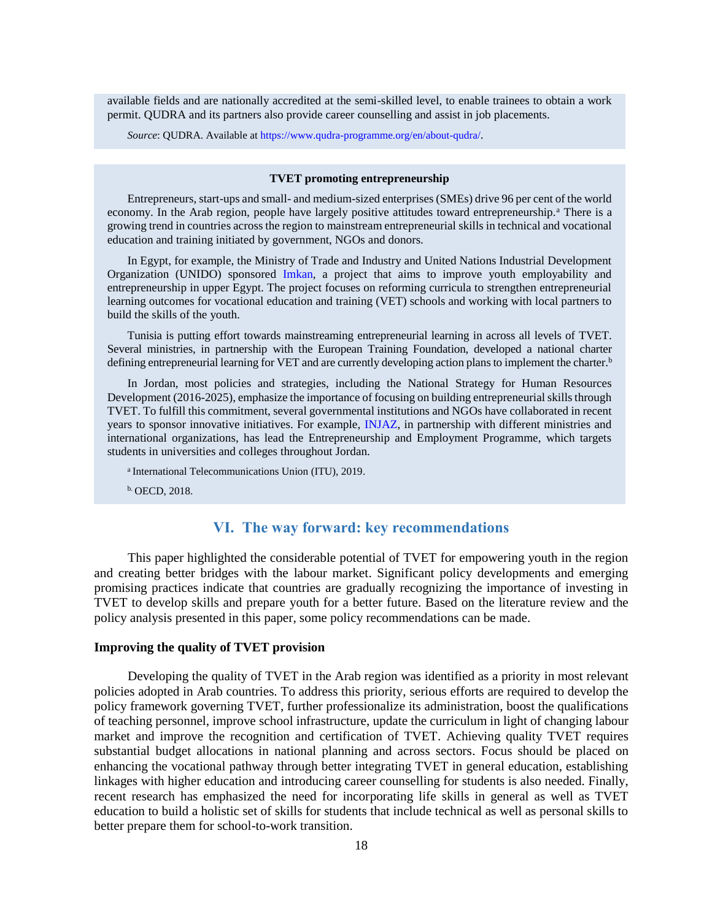available fields and are nationally accredited at the semi-skilled level, to enable trainees to obtain a work permit. QUDRA and its partners also provide career counselling and assist in job placements.

*Source*: QUDRA. Available at https://www.qudra-programme.org/en/about-qudra/.

**TVET promoting entrepreneurship**

Entrepreneurs, start-ups and small- and medium-sized enterprises (SMEs) drive 96 per cent of the world economy. In the Arab region, people have largely positive attitudes toward entrepreneurship.[a] There is a growing trend in countries across the region to mainstream entrepreneurial skills in technical and vocational education and training initiated by government, NGOs and donors.

In Egypt, for example, the Ministry of Trade and Industry and United Nations Industrial Development Organization (UNIDO) sponsored Imkan, a project that aims to improve youth employability and entrepreneurship in upper Egypt. The project focuses on reforming curricula to strengthen entrepreneurial learning outcomes for vocational education and training (VET) schools and working with local partners to build the skills of the youth.

Tunisia is putting effort towards mainstreaming entrepreneurial learning in across all levels of TVET. Several ministries, in partnership with the European Training Foundation, developed a national charter defining entrepreneurial learning for VET and are currently developing action plans to implement the charter.[b]

In Jordan, most policies and strategies, including the National Strategy for Human Resources Development (2016-2025), emphasize the importance of focusing on building entrepreneurial skills through TVET. To fulfill this commitment, several governmental institutions and NGOs have collaborated in recent years to sponsor innovative initiatives. For example, INJAZ, in partnership with different ministries and international organizations, has lead the Entrepreneurship and Employment Programme, which targets students in universities and colleges throughout Jordan.

[a] International Telecommunications Union (ITU), 2019.

[b] OECD, 2018.

## VI. The way forward: key recommendations

This paper highlighted the considerable potential of TVET for empowering youth in the region and creating better bridges with the labour market. Significant policy developments and emerging promising practices indicate that countries are gradually recognizing the importance of investing in TVET to develop skills and prepare youth for a better future. Based on the literature review and the policy analysis presented in this paper, some policy recommendations can be made.

### Improving the quality of TVET provision

Developing the quality of TVET in the Arab region was identified as a priority in most relevant policies adopted in Arab countries. To address this priority, serious efforts are required to develop the policy framework governing TVET, further professionalize its administration, boost the qualifications of teaching personnel, improve school infrastructure, update the curriculum in light of changing labour market and improve the recognition and certification of TVET. Achieving quality TVET requires substantial budget allocations in national planning and across sectors. Focus should be placed on enhancing the vocational pathway through better integrating TVET in general education, establishing linkages with higher education and introducing career counselling for students is also needed. Finally, recent research has emphasized the need for incorporating life skills in general as well as TVET education to build a holistic set of skills for students that include technical as well as personal skills to better prepare them for school-to-work transition.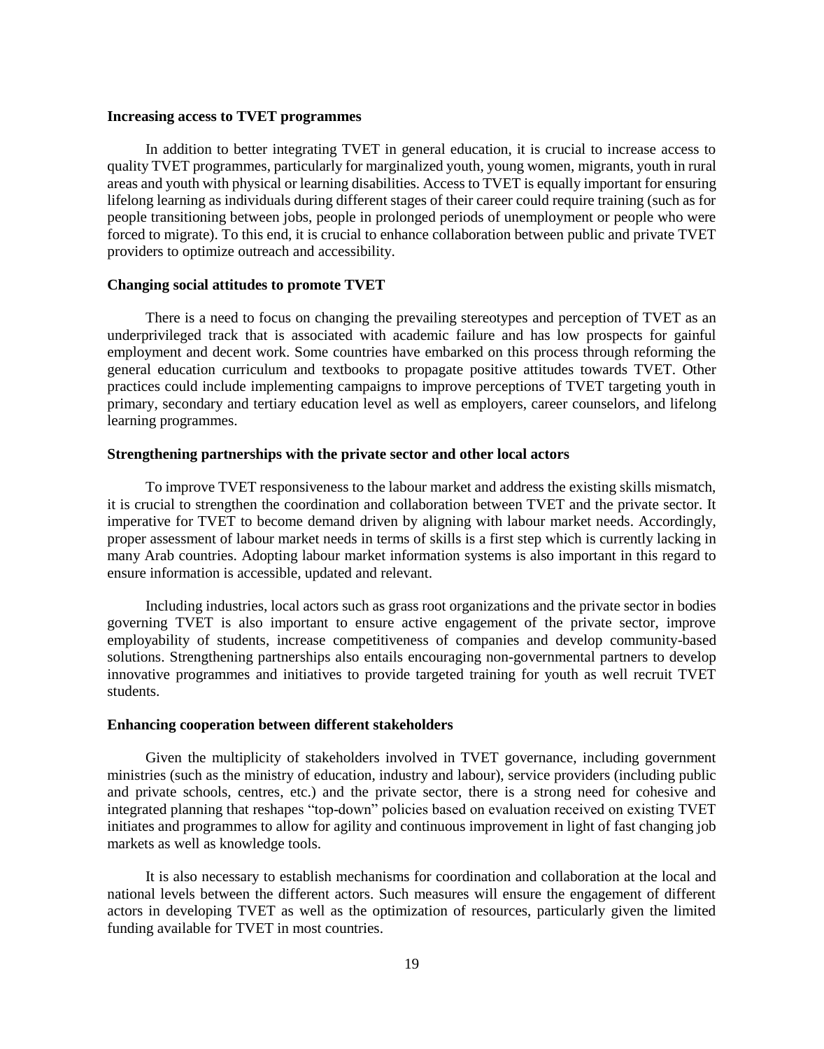**Increasing access to TVET programmes**

In addition to better integrating TVET in general education, it is crucial to increase access to quality TVET programmes, particularly for marginalized youth, young women, migrants, youth in rural areas and youth with physical or learning disabilities. Access to TVET is equally important for ensuring lifelong learning as individuals during different stages of their career could require training (such as for people transitioning between jobs, people in prolonged periods of unemployment or people who were forced to migrate). To this end, it is crucial to enhance collaboration between public and private TVET providers to optimize outreach and accessibility.

**Changing social attitudes to promote TVET**

There is a need to focus on changing the prevailing stereotypes and perception of TVET as an underprivileged track that is associated with academic failure and has low prospects for gainful employment and decent work. Some countries have embarked on this process through reforming the general education curriculum and textbooks to propagate positive attitudes towards TVET. Other practices could include implementing campaigns to improve perceptions of TVET targeting youth in primary, secondary and tertiary education level as well as employers, career counselors, and lifelong learning programmes.

**Strengthening partnerships with the private sector and other local actors**

To improve TVET responsiveness to the labour market and address the existing skills mismatch, it is crucial to strengthen the coordination and collaboration between TVET and the private sector. It imperative for TVET to become demand driven by aligning with labour market needs. Accordingly, proper assessment of labour market needs in terms of skills is a first step which is currently lacking in many Arab countries. Adopting labour market information systems is also important in this regard to ensure information is accessible, updated and relevant.

Including industries, local actors such as grass root organizations and the private sector in bodies governing TVET is also important to ensure active engagement of the private sector, improve employability of students, increase competitiveness of companies and develop community-based solutions. Strengthening partnerships also entails encouraging non-governmental partners to develop innovative programmes and initiatives to provide targeted training for youth as well recruit TVET students.

**Enhancing cooperation between different stakeholders**

Given the multiplicity of stakeholders involved in TVET governance, including government ministries (such as the ministry of education, industry and labour), service providers (including public and private schools, centres, etc.) and the private sector, there is a strong need for cohesive and integrated planning that reshapes "top-down" policies based on evaluation received on existing TVET initiates and programmes to allow for agility and continuous improvement in light of fast changing job markets as well as knowledge tools.

It is also necessary to establish mechanisms for coordination and collaboration at the local and national levels between the different actors. Such measures will ensure the engagement of different actors in developing TVET as well as the optimization of resources, particularly given the limited funding available for TVET in most countries.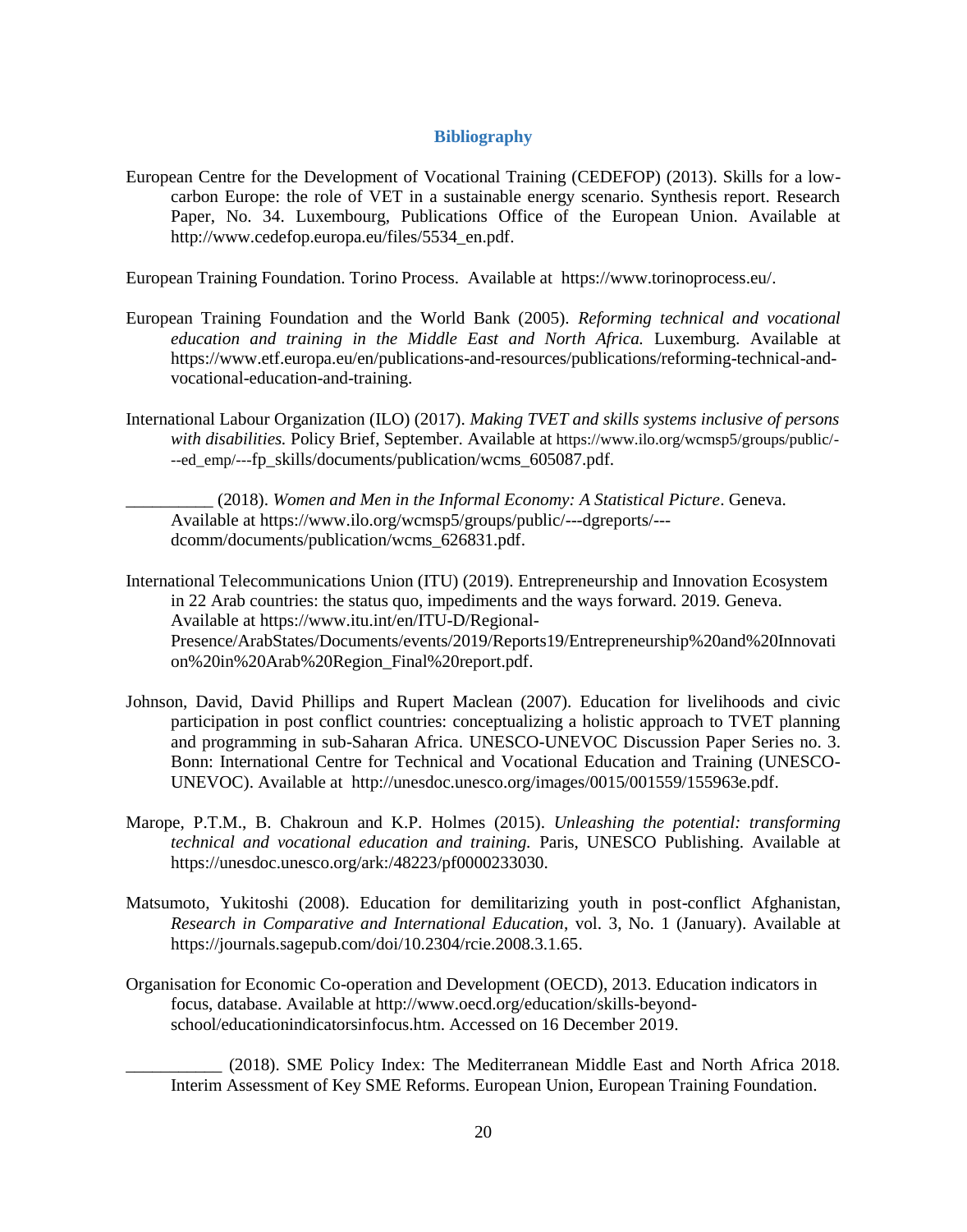## Bibliography

European Centre for the Development of Vocational Training (CEDEFOP) (2013). Skills for a low-carbon Europe: the role of VET in a sustainable energy scenario. Synthesis report. Research Paper, No. 34. Luxembourg, Publications Office of the European Union. Available at http://www.cedefop.europa.eu/files/5534_en.pdf.

European Training Foundation. Torino Process. Available at https://www.torinoprocess.eu/.

European Training Foundation and the World Bank (2005). *Reforming technical and vocational education and training in the Middle East and North Africa.* Luxemburg. Available at https://www.etf.europa.eu/en/publications-and-resources/publications/reforming-technical-and-vocational-education-and-training.

International Labour Organization (ILO) (2017). *Making TVET and skills systems inclusive of persons with disabilities.* Policy Brief, September. Available at https://www.ilo.org/wcmsp5/groups/public/---ed_emp/---fp_skills/documents/publication/wcms_605087.pdf.

__________ (2018). *Women and Men in the Informal Economy: A Statistical Picture*. Geneva. Available at https://www.ilo.org/wcmsp5/groups/public/---dgreports/---dcomm/documents/publication/wcms_626831.pdf.

International Telecommunications Union (ITU) (2019). Entrepreneurship and Innovation Ecosystem in 22 Arab countries: the status quo, impediments and the ways forward. 2019. Geneva. Available at https://www.itu.int/en/ITU-D/Regional-Presence/ArabStates/Documents/events/2019/Reports19/Entrepreneurship%20and%20Innovation%20in%20Arab%20Region_Final%20report.pdf.

Johnson, David, David Phillips and Rupert Maclean (2007). Education for livelihoods and civic participation in post conflict countries: conceptualizing a holistic approach to TVET planning and programming in sub-Saharan Africa. UNESCO-UNEVOC Discussion Paper Series no. 3. Bonn: International Centre for Technical and Vocational Education and Training (UNESCO-UNEVOC). Available at http://unesdoc.unesco.org/images/0015/001559/155963e.pdf.

Marope, P.T.M., B. Chakroun and K.P. Holmes (2015). *Unleashing the potential: transforming technical and vocational education and training.* Paris, UNESCO Publishing. Available at https://unesdoc.unesco.org/ark:/48223/pf0000233030.

Matsumoto, Yukitoshi (2008). Education for demilitarizing youth in post-conflict Afghanistan, *Research in Comparative and International Education*, vol. 3, No. 1 (January). Available at https://journals.sagepub.com/doi/10.2304/rcie.2008.3.1.65.

Organisation for Economic Co-operation and Development (OECD), 2013. Education indicators in focus, database. Available at http://www.oecd.org/education/skills-beyond-school/educationindicatorsinfocus.htm. Accessed on 16 December 2019.

___________ (2018). SME Policy Index: The Mediterranean Middle East and North Africa 2018. Interim Assessment of Key SME Reforms. European Union, European Training Foundation.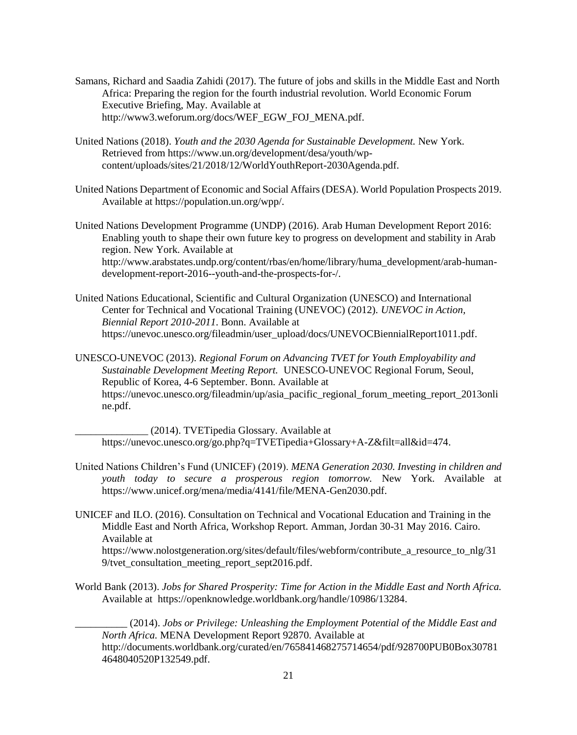Samans, Richard and Saadia Zahidi (2017). The future of jobs and skills in the Middle East and North Africa: Preparing the region for the fourth industrial revolution. World Economic Forum Executive Briefing, May. Available at http://www3.weforum.org/docs/WEF_EGW_FOJ_MENA.pdf.

United Nations (2018). *Youth and the 2030 Agenda for Sustainable Development.* New York. Retrieved from https://www.un.org/development/desa/youth/wp-content/uploads/sites/21/2018/12/WorldYouthReport-2030Agenda.pdf.

United Nations Department of Economic and Social Affairs (DESA). World Population Prospects 2019. Available at https://population.un.org/wpp/.

United Nations Development Programme (UNDP) (2016). Arab Human Development Report 2016: Enabling youth to shape their own future key to progress on development and stability in Arab region. New York. Available at http://www.arabstates.undp.org/content/rbas/en/home/library/huma_development/arab-human-development-report-2016--youth-and-the-prospects-for-/.

United Nations Educational, Scientific and Cultural Organization (UNESCO) and International Center for Technical and Vocational Training (UNEVOC) (2012). *UNEVOC in Action, Biennial Report 2010-2011*. Bonn. Available at https://unevoc.unesco.org/fileadmin/user_upload/docs/UNEVOCBiennialReport1011.pdf.

UNESCO-UNEVOC (2013). *Regional Forum on Advancing TVET for Youth Employability and Sustainable Development Meeting Report.* UNESCO-UNEVOC Regional Forum, Seoul, Republic of Korea, 4-6 September. Bonn. Available at https://unevoc.unesco.org/fileadmin/up/asia_pacific_regional_forum_meeting_report_2013online.pdf.

______________ (2014). TVETipedia Glossary. Available at https://unevoc.unesco.org/go.php?q=TVETipedia+Glossary+A-Z&filt=all&id=474.

United Nations Children's Fund (UNICEF) (2019). *MENA Generation 2030. Investing in children and youth today to secure a prosperous region tomorrow.* New York. Available at https://www.unicef.org/mena/media/4141/file/MENA-Gen2030.pdf.

UNICEF and ILO. (2016). Consultation on Technical and Vocational Education and Training in the Middle East and North Africa, Workshop Report. Amman, Jordan 30-31 May 2016. Cairo. Available at https://www.nolostgeneration.org/sites/default/files/webform/contribute_a_resource_to_nlg/319/tvet_consultation_meeting_report_sept2016.pdf.

World Bank (2013). *Jobs for Shared Prosperity: Time for Action in the Middle East and North Africa.* Available at https://openknowledge.worldbank.org/handle/10986/13284.

__________ (2014). *Jobs or Privilege: Unleashing the Employment Potential of the Middle East and North Africa.* MENA Development Report 92870. Available at http://documents.worldbank.org/curated/en/765841468275714654/pdf/928700PUB0Box307814648040520P132549.pdf.